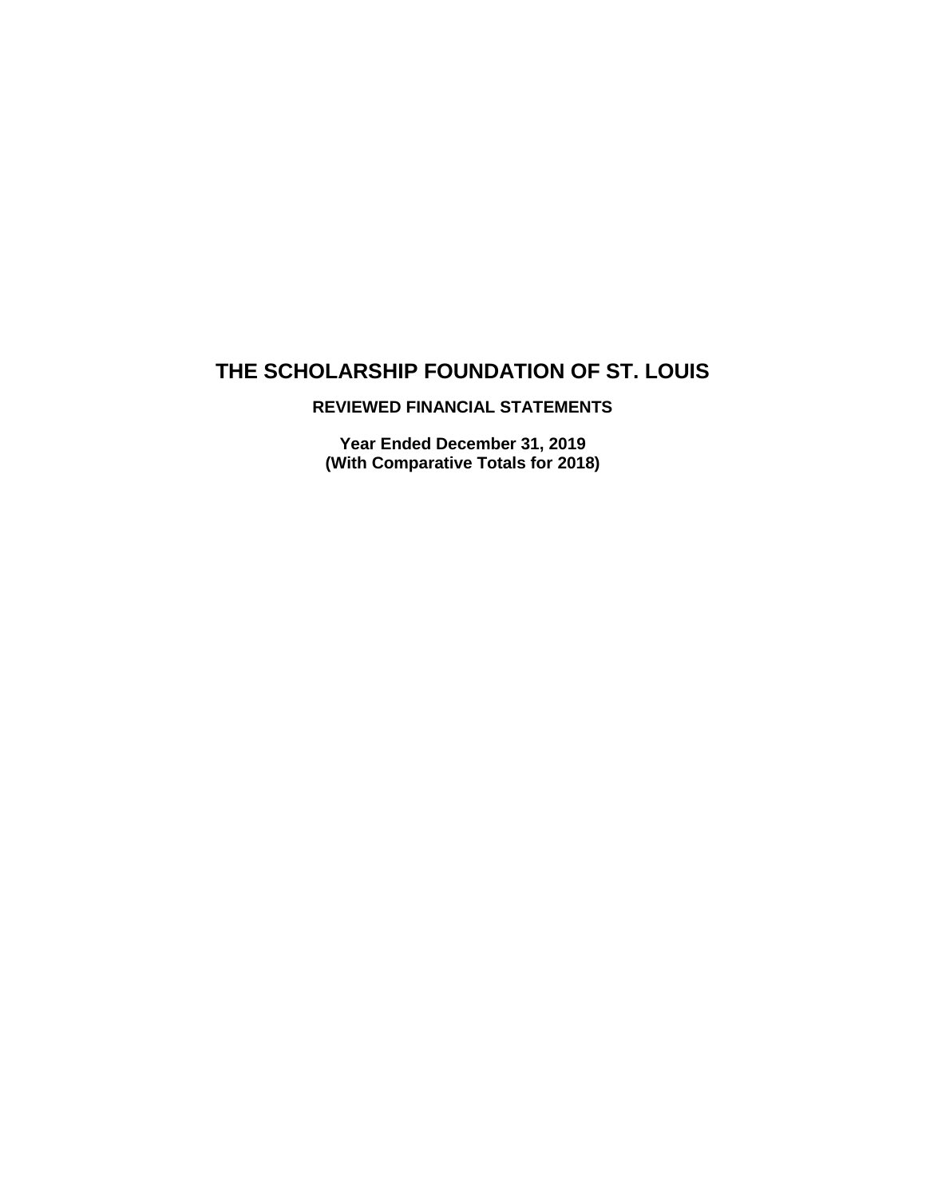# THE SCHOLARSHIP FOUNDATION OF ST. LOUIS

## REVIEWED FINANCIAL STATEMENTS

**Year Ended December 31, 2019**
**(With Comparative Totals for 2018)**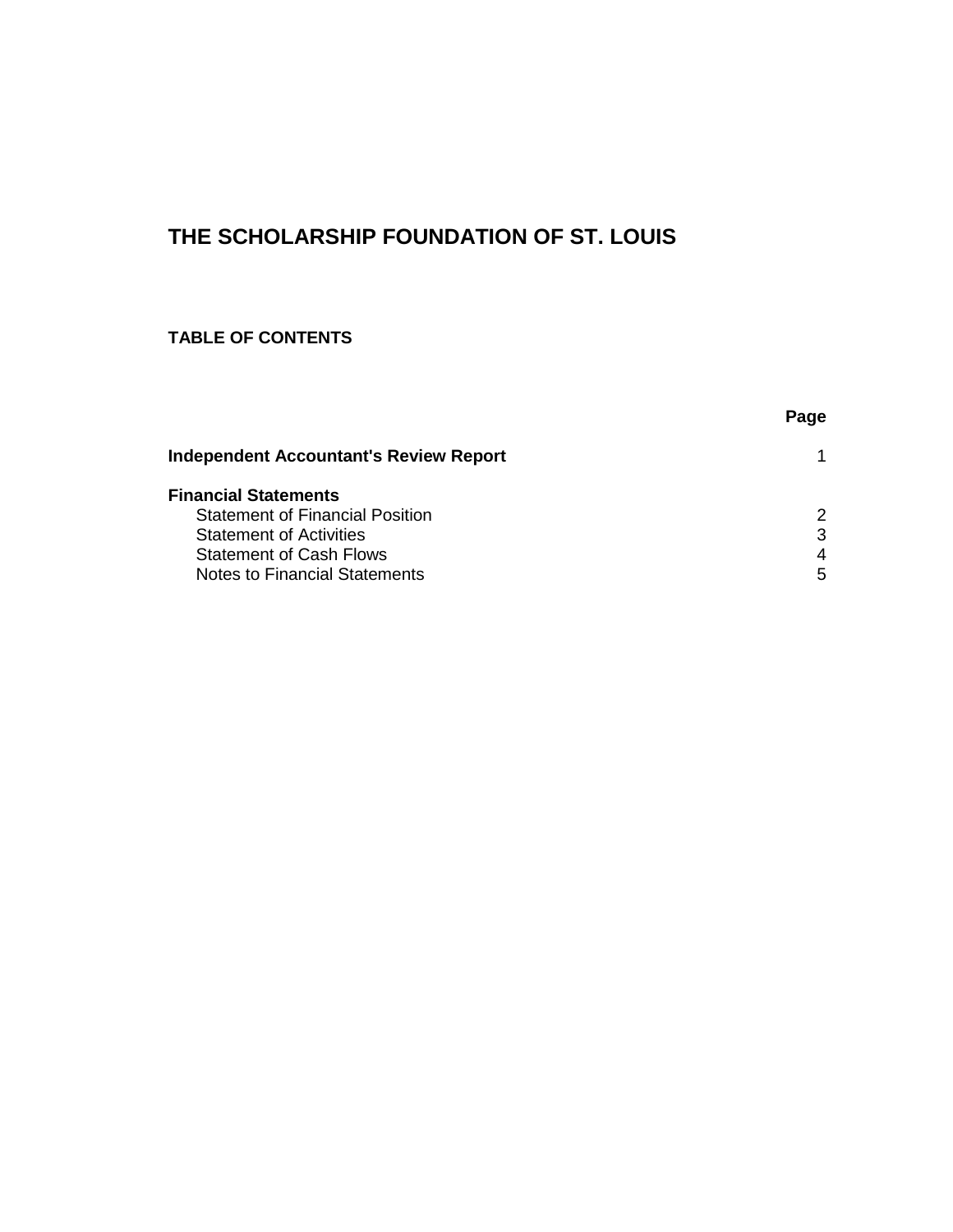# THE SCHOLARSHIP FOUNDATION OF ST. LOUIS

## TABLE OF CONTENTS

| | Page |
|---|---|
| **Independent Accountant's Review Report** | 1 |
| **Financial Statements** | |
| Statement of Financial Position | 2 |
| Statement of Activities | 3 |
| Statement of Cash Flows | 4 |
| Notes to Financial Statements | 5 |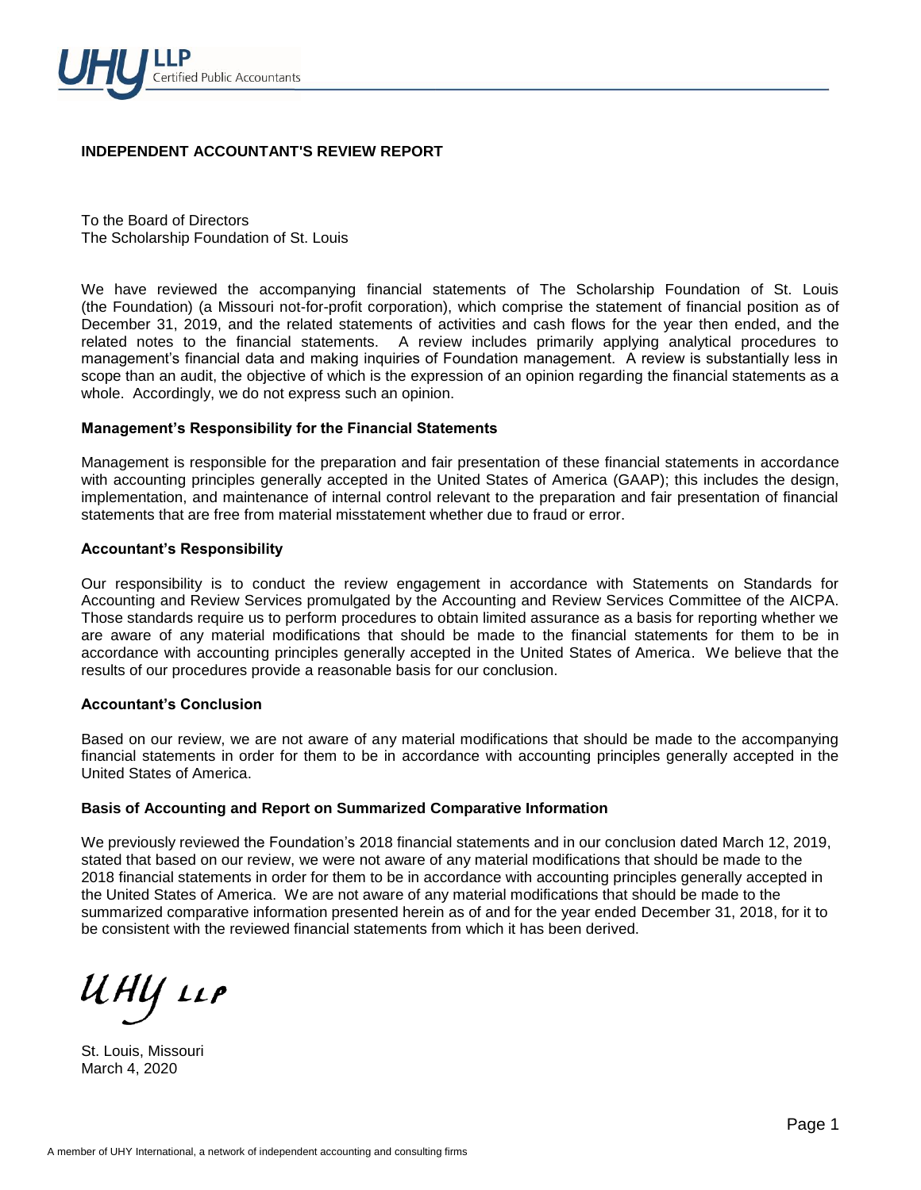UHY LLP Certified Public Accountants

# INDEPENDENT ACCOUNTANT'S REVIEW REPORT

To the Board of Directors
The Scholarship Foundation of St. Louis

We have reviewed the accompanying financial statements of The Scholarship Foundation of St. Louis (the Foundation) (a Missouri not-for-profit corporation), which comprise the statement of financial position as of December 31, 2019, and the related statements of activities and cash flows for the year then ended, and the related notes to the financial statements. A review includes primarily applying analytical procedures to management's financial data and making inquiries of Foundation management. A review is substantially less in scope than an audit, the objective of which is the expression of an opinion regarding the financial statements as a whole. Accordingly, we do not express such an opinion.

## Management's Responsibility for the Financial Statements

Management is responsible for the preparation and fair presentation of these financial statements in accordance with accounting principles generally accepted in the United States of America (GAAP); this includes the design, implementation, and maintenance of internal control relevant to the preparation and fair presentation of financial statements that are free from material misstatement whether due to fraud or error.

## Accountant's Responsibility

Our responsibility is to conduct the review engagement in accordance with Statements on Standards for Accounting and Review Services promulgated by the Accounting and Review Services Committee of the AICPA. Those standards require us to perform procedures to obtain limited assurance as a basis for reporting whether we are aware of any material modifications that should be made to the financial statements for them to be in accordance with accounting principles generally accepted in the United States of America. We believe that the results of our procedures provide a reasonable basis for our conclusion.

## Accountant's Conclusion

Based on our review, we are not aware of any material modifications that should be made to the accompanying financial statements in order for them to be in accordance with accounting principles generally accepted in the United States of America.

## Basis of Accounting and Report on Summarized Comparative Information

We previously reviewed the Foundation's 2018 financial statements and in our conclusion dated March 12, 2019, stated that based on our review, we were not aware of any material modifications that should be made to the 2018 financial statements in order for them to be in accordance with accounting principles generally accepted in the United States of America. We are not aware of any material modifications that should be made to the summarized comparative information presented herein as of and for the year ended December 31, 2018, for it to be consistent with the reviewed financial statements from which it has been derived.

UHY LLP

St. Louis, Missouri
March 4, 2020

A member of UHY International, a network of independent accounting and consulting firms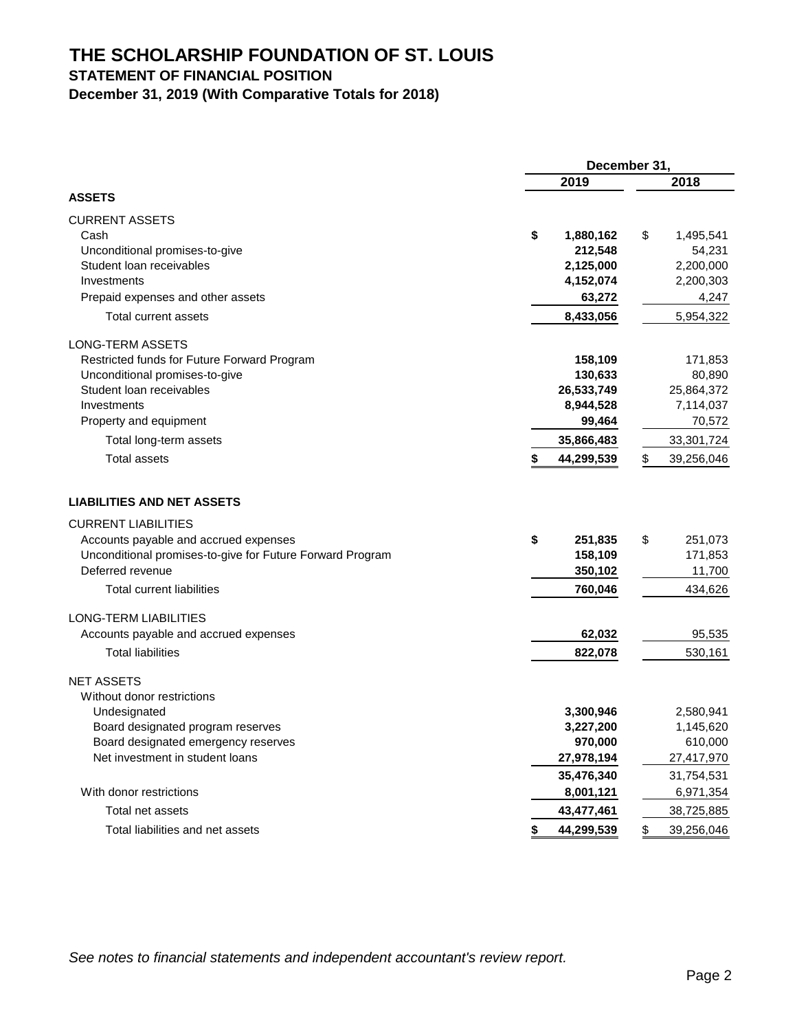# THE SCHOLARSHIP FOUNDATION OF ST. LOUIS

## STATEMENT OF FINANCIAL POSITION

### December 31, 2019 (With Comparative Totals for 2018)

| | December 31, 2019 | December 31, 2018 |
|---|---|---|
| **ASSETS** | | |
| CURRENT ASSETS | | |
| Cash | **$ 1,880,162** | $ 1,495,541 |
| Unconditional promises-to-give | **212,548** | 54,231 |
| Student loan receivables | **2,125,000** | 2,200,000 |
| Investments | **4,152,074** | 2,200,303 |
| Prepaid expenses and other assets | **63,272** | 4,247 |
| Total current assets | **8,433,056** | 5,954,322 |
| LONG-TERM ASSETS | | |
| Restricted funds for Future Forward Program | **158,109** | 171,853 |
| Unconditional promises-to-give | **130,633** | 80,890 |
| Student loan receivables | **26,533,749** | 25,864,372 |
| Investments | **8,944,528** | 7,114,037 |
| Property and equipment | **99,464** | 70,572 |
| Total long-term assets | **35,866,483** | 33,301,724 |
| Total assets | **$ 44,299,539** | $ 39,256,046 |
| **LIABILITIES AND NET ASSETS** | | |
| CURRENT LIABILITIES | | |
| Accounts payable and accrued expenses | **$ 251,835** | $ 251,073 |
| Unconditional promises-to-give for Future Forward Program | **158,109** | 171,853 |
| Deferred revenue | **350,102** | 11,700 |
| Total current liabilities | **760,046** | 434,626 |
| LONG-TERM LIABILITIES | | |
| Accounts payable and accrued expenses | **62,032** | 95,535 |
| Total liabilities | **822,078** | 530,161 |
| NET ASSETS | | |
| Without donor restrictions | | |
| Undesignated | **3,300,946** | 2,580,941 |
| Board designated program reserves | **3,227,200** | 1,145,620 |
| Board designated emergency reserves | **970,000** | 610,000 |
| Net investment in student loans | **27,978,194** | 27,417,970 |
| | **35,476,340** | 31,754,531 |
| With donor restrictions | **8,001,121** | 6,971,354 |
| Total net assets | **43,477,461** | 38,725,885 |
| Total liabilities and net assets | **$ 44,299,539** | $ 39,256,046 |

*See notes to financial statements and independent accountant's review report.*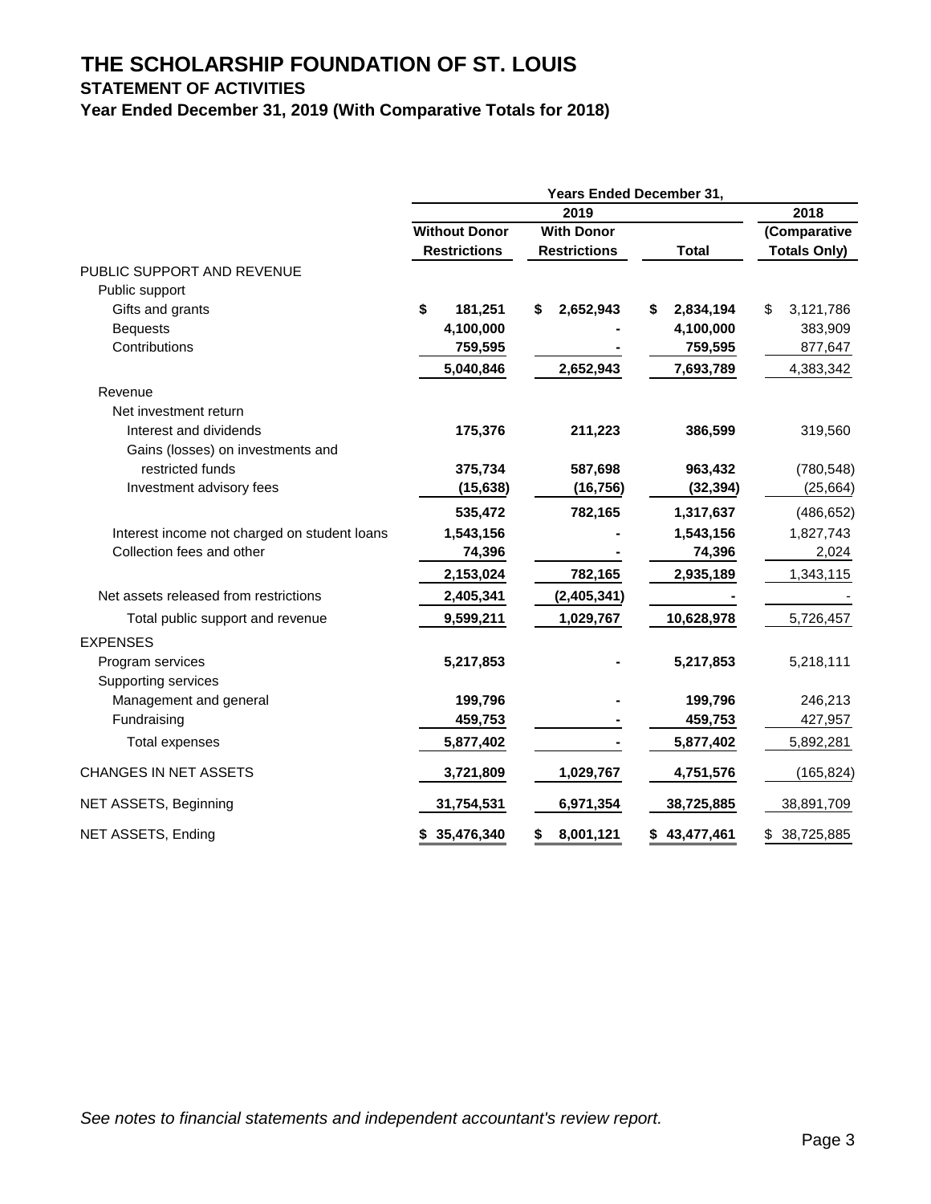# THE SCHOLARSHIP FOUNDATION OF ST. LOUIS

## STATEMENT OF ACTIVITIES

### Year Ended December 31, 2019 (With Comparative Totals for 2018)

| | Years Ended December 31, | | | |
|---|---|---|---|---|
| | 2019 | | | 2018 |
| | Without Donor Restrictions | With Donor Restrictions | Total | (Comparative Totals Only) |
| PUBLIC SUPPORT AND REVENUE | | | | |
| Public support | | | | |
| Gifts and grants | $ 181,251 | $ 2,652,943 | $ 2,834,194 | $ 3,121,786 |
| Bequests | 4,100,000 | - | 4,100,000 | 383,909 |
| Contributions | 759,595 | - | 759,595 | 877,647 |
| | 5,040,846 | 2,652,943 | 7,693,789 | 4,383,342 |
| Revenue | | | | |
| Net investment return | | | | |
| Interest and dividends | 175,376 | 211,223 | 386,599 | 319,560 |
| Gains (losses) on investments and restricted funds | 375,734 | 587,698 | 963,432 | (780,548) |
| Investment advisory fees | (15,638) | (16,756) | (32,394) | (25,664) |
| | 535,472 | 782,165 | 1,317,637 | (486,652) |
| Interest income not charged on student loans | 1,543,156 | - | 1,543,156 | 1,827,743 |
| Collection fees and other | 74,396 | - | 74,396 | 2,024 |
| | 2,153,024 | 782,165 | 2,935,189 | 1,343,115 |
| Net assets released from restrictions | 2,405,341 | (2,405,341) | - | - |
| Total public support and revenue | 9,599,211 | 1,029,767 | 10,628,978 | 5,726,457 |
| EXPENSES | | | | |
| Program services | 5,217,853 | - | 5,217,853 | 5,218,111 |
| Supporting services | | | | |
| Management and general | 199,796 | - | 199,796 | 246,213 |
| Fundraising | 459,753 | - | 459,753 | 427,957 |
| Total expenses | 5,877,402 | - | 5,877,402 | 5,892,281 |
| CHANGES IN NET ASSETS | 3,721,809 | 1,029,767 | 4,751,576 | (165,824) |
| NET ASSETS, Beginning | 31,754,531 | 6,971,354 | 38,725,885 | 38,891,709 |
| NET ASSETS, Ending | $ 35,476,340 | $ 8,001,121 | $ 43,477,461 | $ 38,725,885 |

*See notes to financial statements and independent accountant's review report.*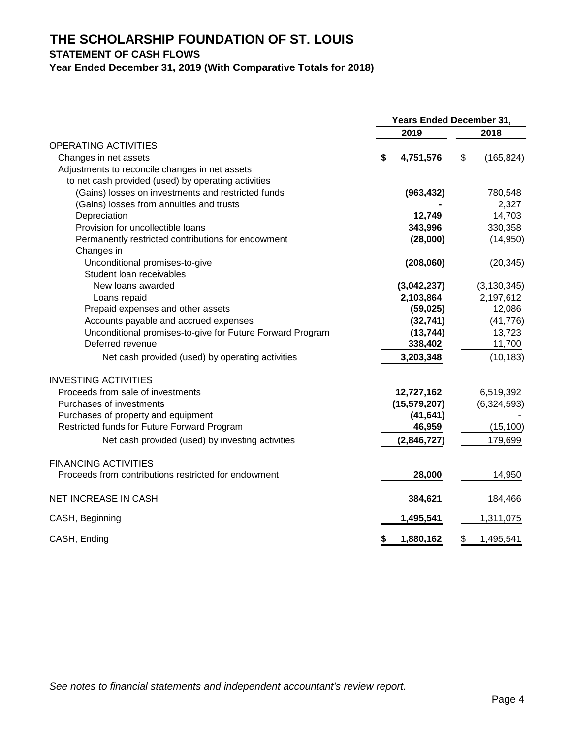# THE SCHOLARSHIP FOUNDATION OF ST. LOUIS

## STATEMENT OF CASH FLOWS

### Year Ended December 31, 2019 (With Comparative Totals for 2018)

| | Years Ended December 31, | |
|---|---|---|
| | **2019** | **2018** |
| OPERATING ACTIVITIES | | |
| Changes in net assets | **$ 4,751,576** | $ (165,824) |
| Adjustments to reconcile changes in net assets to net cash provided (used) by operating activities | | |
| (Gains) losses on investments and restricted funds | **(963,432)** | 780,548 |
| (Gains) losses from annuities and trusts | **-** | 2,327 |
| Depreciation | **12,749** | 14,703 |
| Provision for uncollectible loans | **343,996** | 330,358 |
| Permanently restricted contributions for endowment | **(28,000)** | (14,950) |
| Changes in | | |
| Unconditional promises-to-give | **(208,060)** | (20,345) |
| Student loan receivables | | |
| New loans awarded | **(3,042,237)** | (3,130,345) |
| Loans repaid | **2,103,864** | 2,197,612 |
| Prepaid expenses and other assets | **(59,025)** | 12,086 |
| Accounts payable and accrued expenses | **(32,741)** | (41,776) |
| Unconditional promises-to-give for Future Forward Program | **(13,744)** | 13,723 |
| Deferred revenue | **338,402** | 11,700 |
| Net cash provided (used) by operating activities | **3,203,348** | (10,183) |
| INVESTING ACTIVITIES | | |
| Proceeds from sale of investments | **12,727,162** | 6,519,392 |
| Purchases of investments | **(15,579,207)** | (6,324,593) |
| Purchases of property and equipment | **(41,641)** | - |
| Restricted funds for Future Forward Program | **46,959** | (15,100) |
| Net cash provided (used) by investing activities | **(2,846,727)** | 179,699 |
| FINANCING ACTIVITIES | | |
| Proceeds from contributions restricted for endowment | **28,000** | 14,950 |
| NET INCREASE IN CASH | **384,621** | 184,466 |
| CASH, Beginning | **1,495,541** | 1,311,075 |
| CASH, Ending | **$ 1,880,162** | $ 1,495,541 |

*See notes to financial statements and independent accountant's review report.*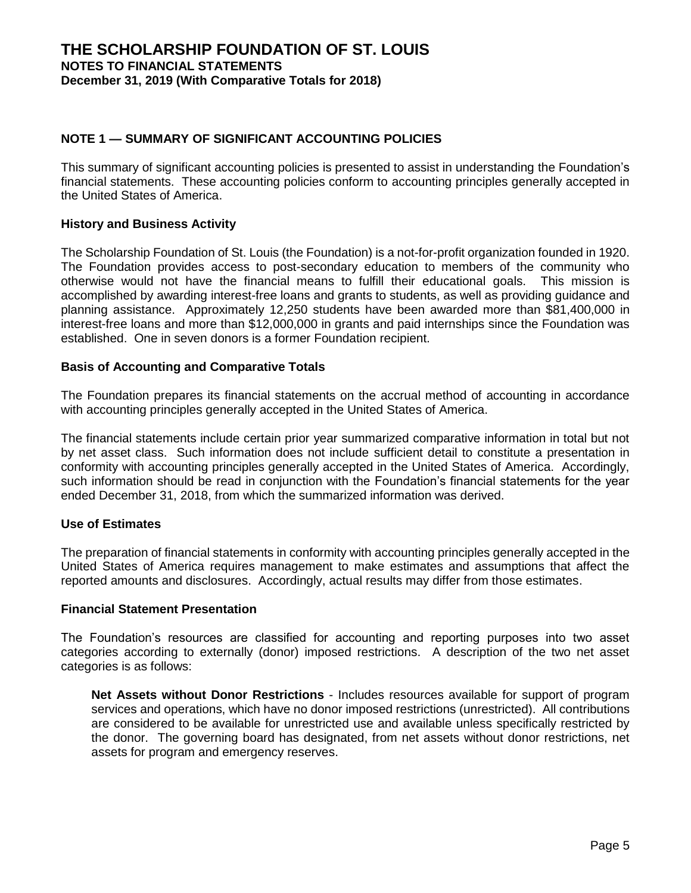## NOTE 1 — SUMMARY OF SIGNIFICANT ACCOUNTING POLICIES

This summary of significant accounting policies is presented to assist in understanding the Foundation's financial statements. These accounting policies conform to accounting principles generally accepted in the United States of America.

### History and Business Activity

The Scholarship Foundation of St. Louis (the Foundation) is a not-for-profit organization founded in 1920. The Foundation provides access to post-secondary education to members of the community who otherwise would not have the financial means to fulfill their educational goals. This mission is accomplished by awarding interest-free loans and grants to students, as well as providing guidance and planning assistance. Approximately 12,250 students have been awarded more than $81,400,000 in interest-free loans and more than $12,000,000 in grants and paid internships since the Foundation was established. One in seven donors is a former Foundation recipient.

### Basis of Accounting and Comparative Totals

The Foundation prepares its financial statements on the accrual method of accounting in accordance with accounting principles generally accepted in the United States of America.

The financial statements include certain prior year summarized comparative information in total but not by net asset class. Such information does not include sufficient detail to constitute a presentation in conformity with accounting principles generally accepted in the United States of America. Accordingly, such information should be read in conjunction with the Foundation's financial statements for the year ended December 31, 2018, from which the summarized information was derived.

### Use of Estimates

The preparation of financial statements in conformity with accounting principles generally accepted in the United States of America requires management to make estimates and assumptions that affect the reported amounts and disclosures. Accordingly, actual results may differ from those estimates.

### Financial Statement Presentation

The Foundation's resources are classified for accounting and reporting purposes into two asset categories according to externally (donor) imposed restrictions. A description of the two net asset categories is as follows:

**Net Assets without Donor Restrictions** - Includes resources available for support of program services and operations, which have no donor imposed restrictions (unrestricted). All contributions are considered to be available for unrestricted use and available unless specifically restricted by the donor. The governing board has designated, from net assets without donor restrictions, net assets for program and emergency reserves.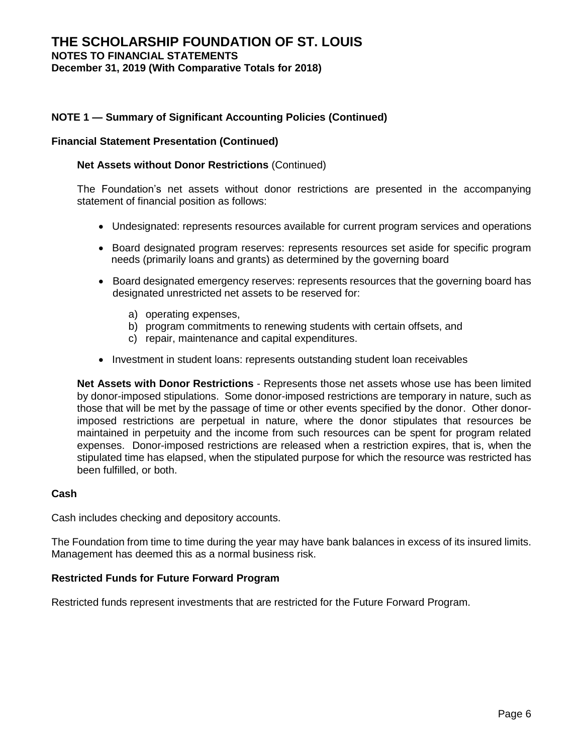# THE SCHOLARSHIP FOUNDATION OF ST. LOUIS
**NOTES TO FINANCIAL STATEMENTS**
**December 31, 2019 (With Comparative Totals for 2018)**

## NOTE 1 — Summary of Significant Accounting Policies (Continued)

### Financial Statement Presentation (Continued)

**Net Assets without Donor Restrictions** (Continued)

The Foundation's net assets without donor restrictions are presented in the accompanying statement of financial position as follows:

- Undesignated: represents resources available for current program services and operations
- Board designated program reserves: represents resources set aside for specific program needs (primarily loans and grants) as determined by the governing board
- Board designated emergency reserves: represents resources that the governing board has designated unrestricted net assets to be reserved for:
  a) operating expenses,
  b) program commitments to renewing students with certain offsets, and
  c) repair, maintenance and capital expenditures.
- Investment in student loans: represents outstanding student loan receivables

**Net Assets with Donor Restrictions** - Represents those net assets whose use has been limited by donor-imposed stipulations. Some donor-imposed restrictions are temporary in nature, such as those that will be met by the passage of time or other events specified by the donor. Other donor-imposed restrictions are perpetual in nature, where the donor stipulates that resources be maintained in perpetuity and the income from such resources can be spent for program related expenses. Donor-imposed restrictions are released when a restriction expires, that is, when the stipulated time has elapsed, when the stipulated purpose for which the resource was restricted has been fulfilled, or both.

### Cash

Cash includes checking and depository accounts.

The Foundation from time to time during the year may have bank balances in excess of its insured limits. Management has deemed this as a normal business risk.

### Restricted Funds for Future Forward Program

Restricted funds represent investments that are restricted for the Future Forward Program.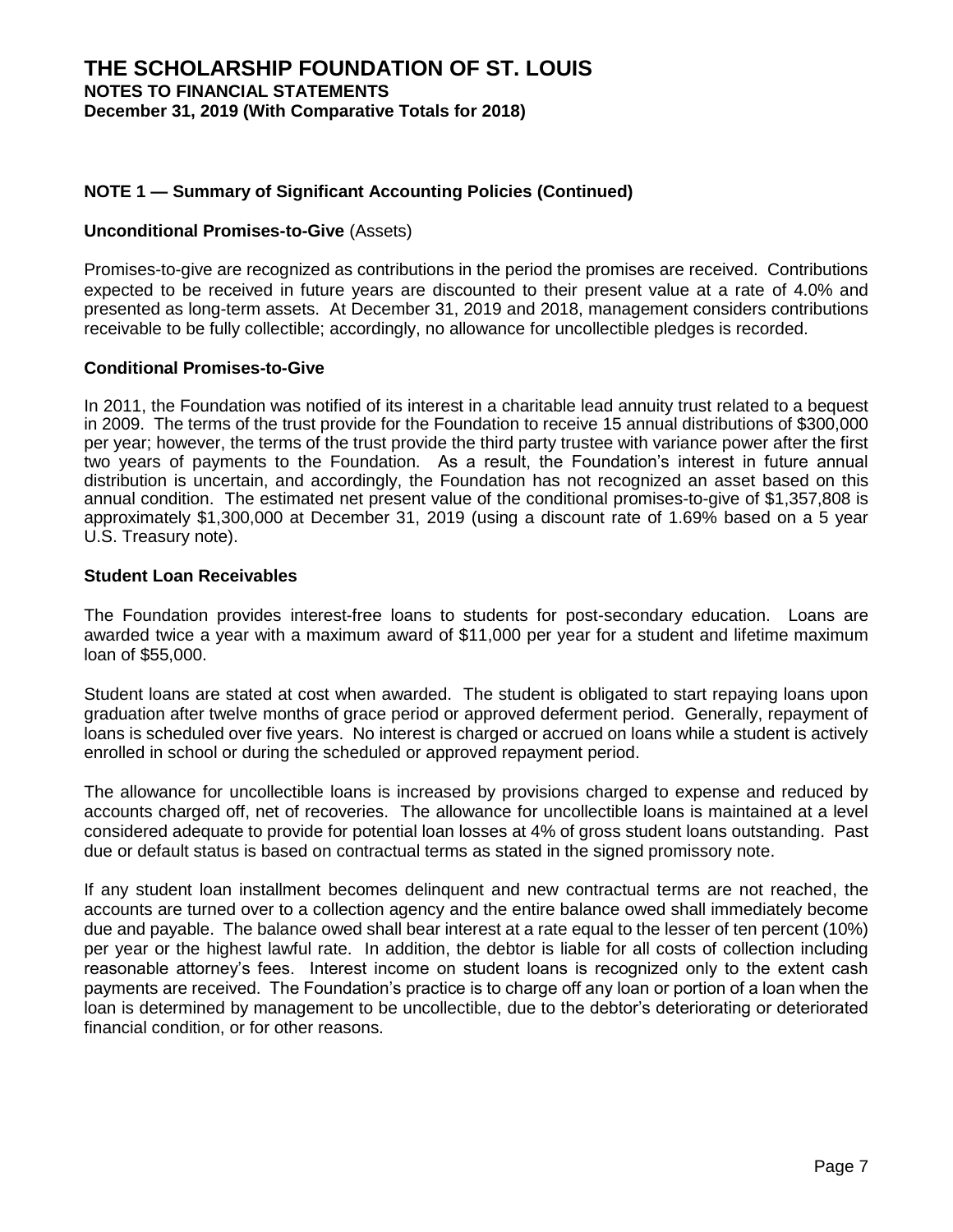## NOTE 1 — Summary of Significant Accounting Policies (Continued)

**Unconditional Promises-to-Give** (Assets)

Promises-to-give are recognized as contributions in the period the promises are received. Contributions expected to be received in future years are discounted to their present value at a rate of 4.0% and presented as long-term assets. At December 31, 2019 and 2018, management considers contributions receivable to be fully collectible; accordingly, no allowance for uncollectible pledges is recorded.

**Conditional Promises-to-Give**

In 2011, the Foundation was notified of its interest in a charitable lead annuity trust related to a bequest in 2009. The terms of the trust provide for the Foundation to receive 15 annual distributions of $300,000 per year; however, the terms of the trust provide the third party trustee with variance power after the first two years of payments to the Foundation. As a result, the Foundation's interest in future annual distribution is uncertain, and accordingly, the Foundation has not recognized an asset based on this annual condition. The estimated net present value of the conditional promises-to-give of $1,357,808 is approximately $1,300,000 at December 31, 2019 (using a discount rate of 1.69% based on a 5 year U.S. Treasury note).

**Student Loan Receivables**

The Foundation provides interest-free loans to students for post-secondary education. Loans are awarded twice a year with a maximum award of $11,000 per year for a student and lifetime maximum loan of $55,000.

Student loans are stated at cost when awarded. The student is obligated to start repaying loans upon graduation after twelve months of grace period or approved deferment period. Generally, repayment of loans is scheduled over five years. No interest is charged or accrued on loans while a student is actively enrolled in school or during the scheduled or approved repayment period.

The allowance for uncollectible loans is increased by provisions charged to expense and reduced by accounts charged off, net of recoveries. The allowance for uncollectible loans is maintained at a level considered adequate to provide for potential loan losses at 4% of gross student loans outstanding. Past due or default status is based on contractual terms as stated in the signed promissory note.

If any student loan installment becomes delinquent and new contractual terms are not reached, the accounts are turned over to a collection agency and the entire balance owed shall immediately become due and payable. The balance owed shall bear interest at a rate equal to the lesser of ten percent (10%) per year or the highest lawful rate. In addition, the debtor is liable for all costs of collection including reasonable attorney's fees. Interest income on student loans is recognized only to the extent cash payments are received. The Foundation's practice is to charge off any loan or portion of a loan when the loan is determined by management to be uncollectible, due to the debtor's deteriorating or deteriorated financial condition, or for other reasons.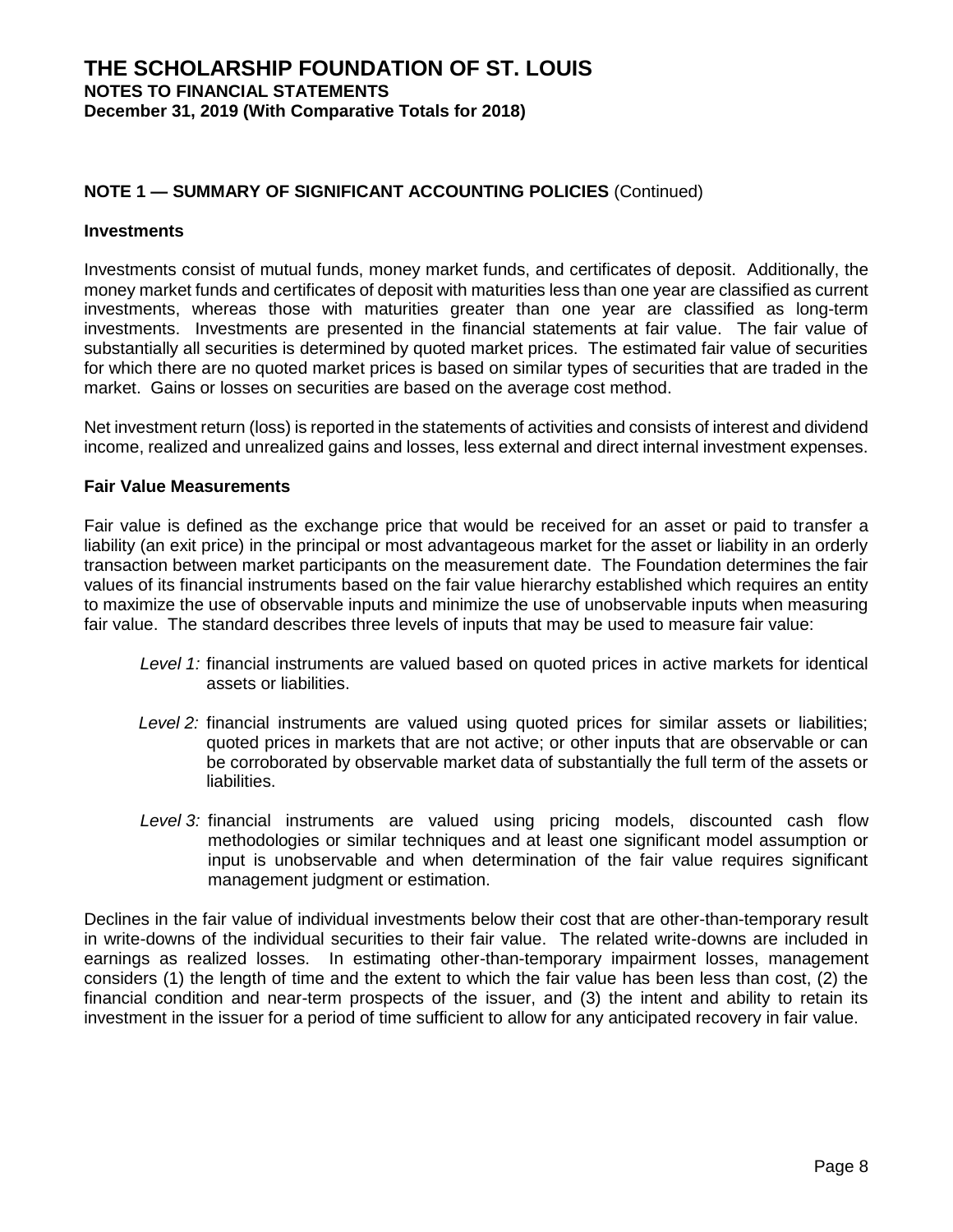## NOTE 1 — SUMMARY OF SIGNIFICANT ACCOUNTING POLICIES (Continued)

### Investments

Investments consist of mutual funds, money market funds, and certificates of deposit. Additionally, the money market funds and certificates of deposit with maturities less than one year are classified as current investments, whereas those with maturities greater than one year are classified as long-term investments. Investments are presented in the financial statements at fair value. The fair value of substantially all securities is determined by quoted market prices. The estimated fair value of securities for which there are no quoted market prices is based on similar types of securities that are traded in the market. Gains or losses on securities are based on the average cost method.

Net investment return (loss) is reported in the statements of activities and consists of interest and dividend income, realized and unrealized gains and losses, less external and direct internal investment expenses.

### Fair Value Measurements

Fair value is defined as the exchange price that would be received for an asset or paid to transfer a liability (an exit price) in the principal or most advantageous market for the asset or liability in an orderly transaction between market participants on the measurement date. The Foundation determines the fair values of its financial instruments based on the fair value hierarchy established which requires an entity to maximize the use of observable inputs and minimize the use of unobservable inputs when measuring fair value. The standard describes three levels of inputs that may be used to measure fair value:

*Level 1:* financial instruments are valued based on quoted prices in active markets for identical assets or liabilities.

*Level 2:* financial instruments are valued using quoted prices for similar assets or liabilities; quoted prices in markets that are not active; or other inputs that are observable or can be corroborated by observable market data of substantially the full term of the assets or liabilities.

*Level 3:* financial instruments are valued using pricing models, discounted cash flow methodologies or similar techniques and at least one significant model assumption or input is unobservable and when determination of the fair value requires significant management judgment or estimation.

Declines in the fair value of individual investments below their cost that are other-than-temporary result in write-downs of the individual securities to their fair value. The related write-downs are included in earnings as realized losses. In estimating other-than-temporary impairment losses, management considers (1) the length of time and the extent to which the fair value has been less than cost, (2) the financial condition and near-term prospects of the issuer, and (3) the intent and ability to retain its investment in the issuer for a period of time sufficient to allow for any anticipated recovery in fair value.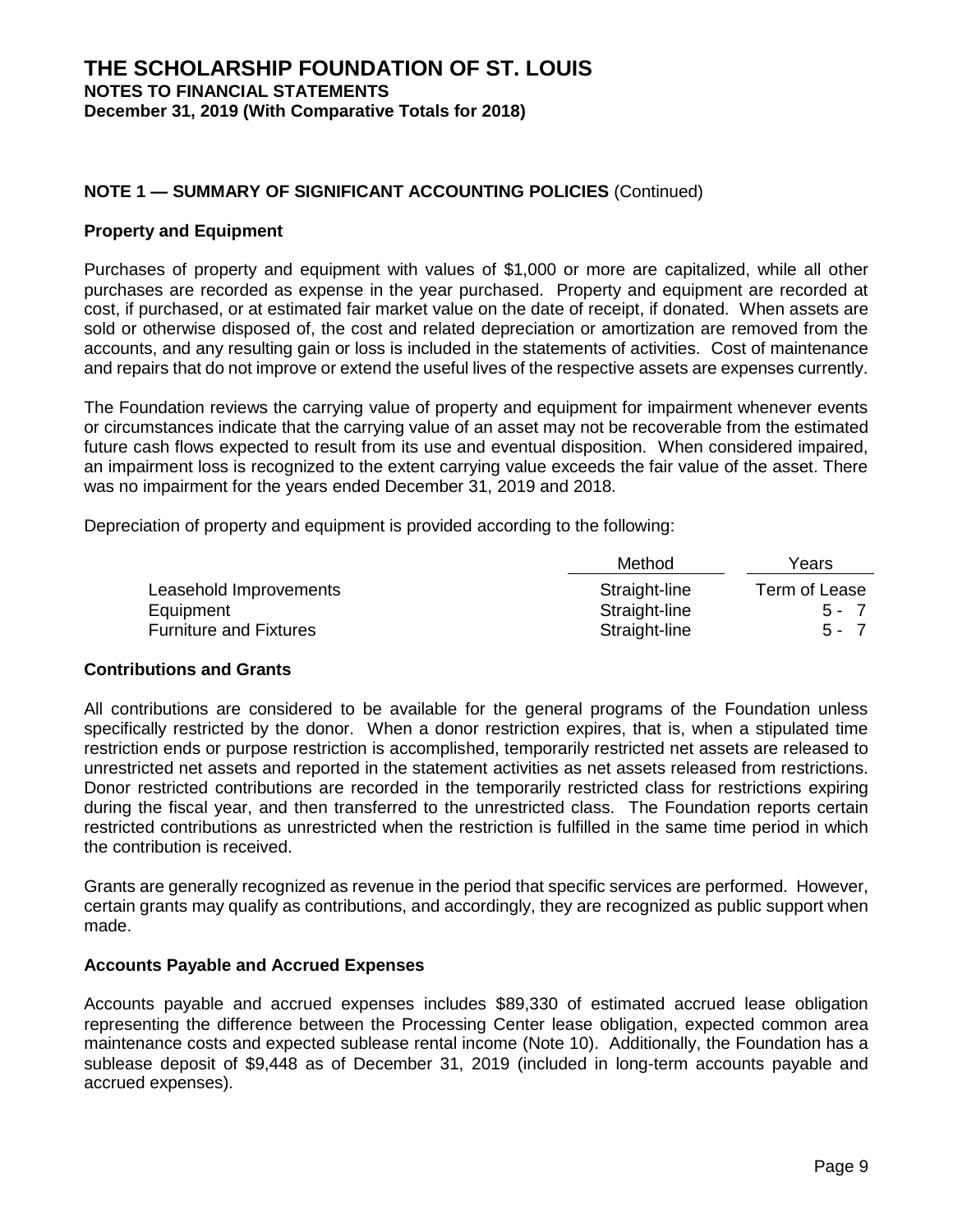# THE SCHOLARSHIP FOUNDATION OF ST. LOUIS

**NOTES TO FINANCIAL STATEMENTS**

**December 31, 2019 (With Comparative Totals for 2018)**

## NOTE 1 — SUMMARY OF SIGNIFICANT ACCOUNTING POLICIES (Continued)

### Property and Equipment

Purchases of property and equipment with values of $1,000 or more are capitalized, while all other purchases are recorded as expense in the year purchased. Property and equipment are recorded at cost, if purchased, or at estimated fair market value on the date of receipt, if donated. When assets are sold or otherwise disposed of, the cost and related depreciation or amortization are removed from the accounts, and any resulting gain or loss is included in the statements of activities. Cost of maintenance and repairs that do not improve or extend the useful lives of the respective assets are expenses currently.

The Foundation reviews the carrying value of property and equipment for impairment whenever events or circumstances indicate that the carrying value of an asset may not be recoverable from the estimated future cash flows expected to result from its use and eventual disposition. When considered impaired, an impairment loss is recognized to the extent carrying value exceeds the fair value of the asset. There was no impairment for the years ended December 31, 2019 and 2018.

Depreciation of property and equipment is provided according to the following:

| | Method | Years |
|---|---|---|
| Leasehold Improvements | Straight-line | Term of Lease |
| Equipment | Straight-line | 5 - 7 |
| Furniture and Fixtures | Straight-line | 5 - 7 |

### Contributions and Grants

All contributions are considered to be available for the general programs of the Foundation unless specifically restricted by the donor. When a donor restriction expires, that is, when a stipulated time restriction ends or purpose restriction is accomplished, temporarily restricted net assets are released to unrestricted net assets and reported in the statement activities as net assets released from restrictions. Donor restricted contributions are recorded in the temporarily restricted class for restrictions expiring during the fiscal year, and then transferred to the unrestricted class. The Foundation reports certain restricted contributions as unrestricted when the restriction is fulfilled in the same time period in which the contribution is received.

Grants are generally recognized as revenue in the period that specific services are performed. However, certain grants may qualify as contributions, and accordingly, they are recognized as public support when made.

### Accounts Payable and Accrued Expenses

Accounts payable and accrued expenses includes $89,330 of estimated accrued lease obligation representing the difference between the Processing Center lease obligation, expected common area maintenance costs and expected sublease rental income (Note 10). Additionally, the Foundation has a sublease deposit of $9,448 as of December 31, 2019 (included in long-term accounts payable and accrued expenses).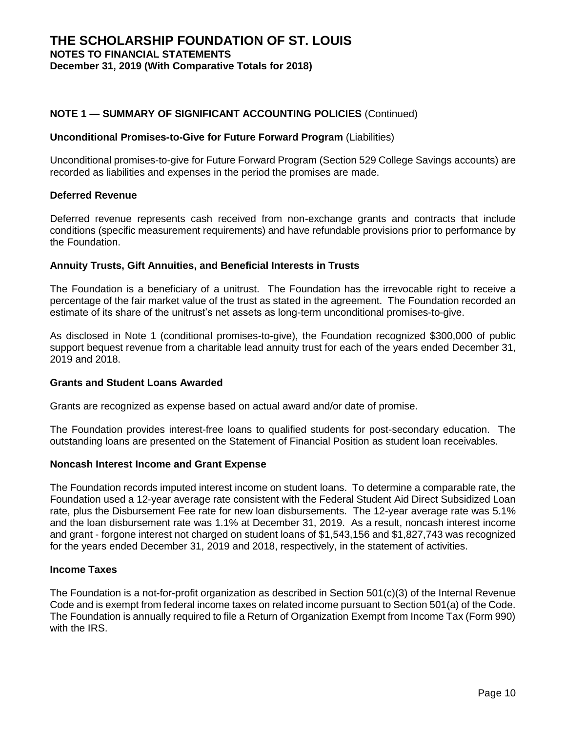## NOTE 1 — SUMMARY OF SIGNIFICANT ACCOUNTING POLICIES (Continued)

### Unconditional Promises-to-Give for Future Forward Program (Liabilities)

Unconditional promises-to-give for Future Forward Program (Section 529 College Savings accounts) are recorded as liabilities and expenses in the period the promises are made.

### Deferred Revenue

Deferred revenue represents cash received from non-exchange grants and contracts that include conditions (specific measurement requirements) and have refundable provisions prior to performance by the Foundation.

### Annuity Trusts, Gift Annuities, and Beneficial Interests in Trusts

The Foundation is a beneficiary of a unitrust. The Foundation has the irrevocable right to receive a percentage of the fair market value of the trust as stated in the agreement. The Foundation recorded an estimate of its share of the unitrust's net assets as long-term unconditional promises-to-give.

As disclosed in Note 1 (conditional promises-to-give), the Foundation recognized $300,000 of public support bequest revenue from a charitable lead annuity trust for each of the years ended December 31, 2019 and 2018.

### Grants and Student Loans Awarded

Grants are recognized as expense based on actual award and/or date of promise.

The Foundation provides interest-free loans to qualified students for post-secondary education. The outstanding loans are presented on the Statement of Financial Position as student loan receivables.

### Noncash Interest Income and Grant Expense

The Foundation records imputed interest income on student loans. To determine a comparable rate, the Foundation used a 12-year average rate consistent with the Federal Student Aid Direct Subsidized Loan rate, plus the Disbursement Fee rate for new loan disbursements. The 12-year average rate was 5.1% and the loan disbursement rate was 1.1% at December 31, 2019. As a result, noncash interest income and grant - forgone interest not charged on student loans of $1,543,156 and $1,827,743 was recognized for the years ended December 31, 2019 and 2018, respectively, in the statement of activities.

### Income Taxes

The Foundation is a not-for-profit organization as described in Section 501(c)(3) of the Internal Revenue Code and is exempt from federal income taxes on related income pursuant to Section 501(a) of the Code. The Foundation is annually required to file a Return of Organization Exempt from Income Tax (Form 990) with the IRS.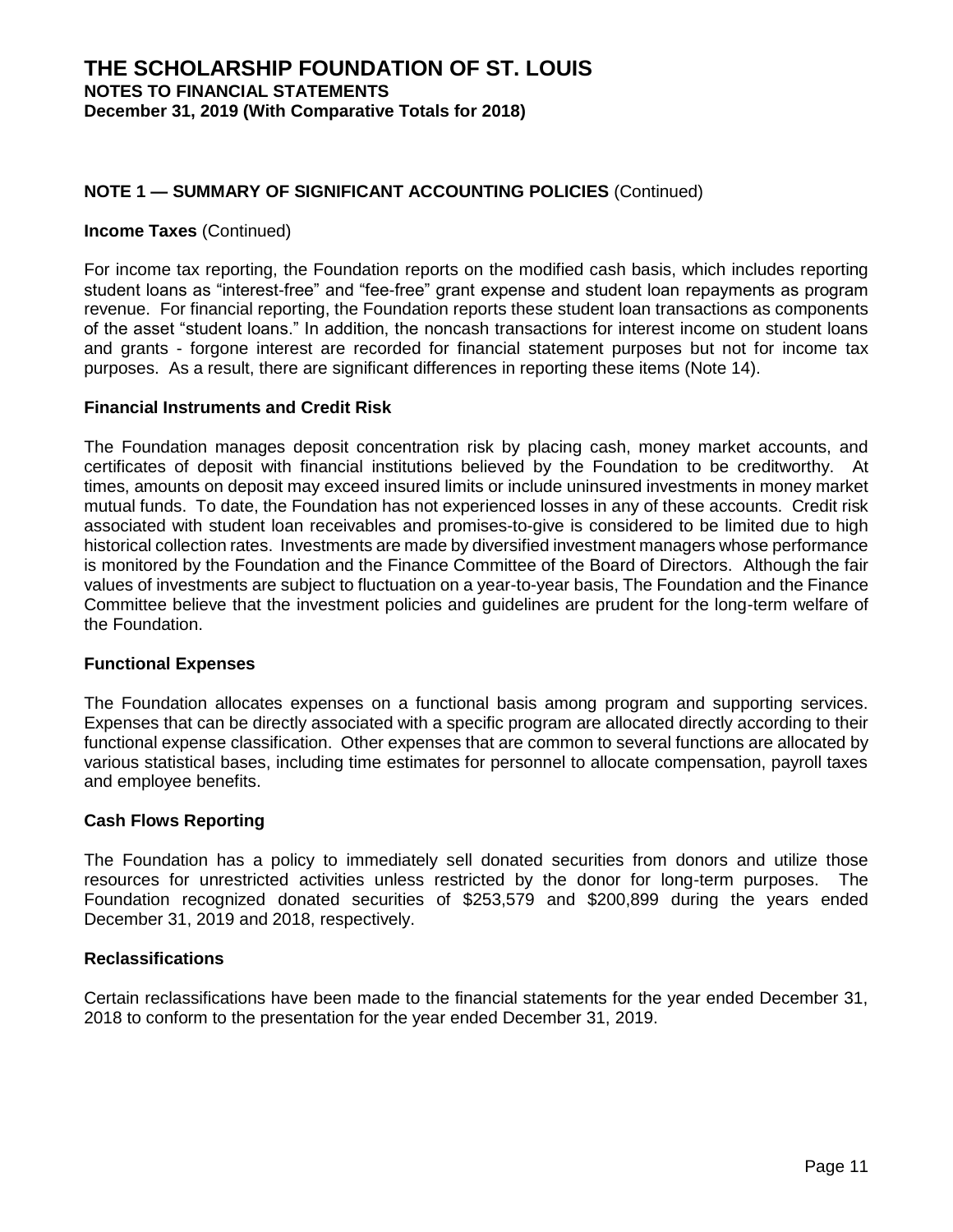## NOTE 1 — SUMMARY OF SIGNIFICANT ACCOUNTING POLICIES (Continued)

**Income Taxes** (Continued)

For income tax reporting, the Foundation reports on the modified cash basis, which includes reporting student loans as "interest-free" and "fee-free" grant expense and student loan repayments as program revenue. For financial reporting, the Foundation reports these student loan transactions as components of the asset "student loans." In addition, the noncash transactions for interest income on student loans and grants - forgone interest are recorded for financial statement purposes but not for income tax purposes. As a result, there are significant differences in reporting these items (Note 14).

### Financial Instruments and Credit Risk

The Foundation manages deposit concentration risk by placing cash, money market accounts, and certificates of deposit with financial institutions believed by the Foundation to be creditworthy. At times, amounts on deposit may exceed insured limits or include uninsured investments in money market mutual funds. To date, the Foundation has not experienced losses in any of these accounts. Credit risk associated with student loan receivables and promises-to-give is considered to be limited due to high historical collection rates. Investments are made by diversified investment managers whose performance is monitored by the Foundation and the Finance Committee of the Board of Directors. Although the fair values of investments are subject to fluctuation on a year-to-year basis, The Foundation and the Finance Committee believe that the investment policies and guidelines are prudent for the long-term welfare of the Foundation.

### Functional Expenses

The Foundation allocates expenses on a functional basis among program and supporting services. Expenses that can be directly associated with a specific program are allocated directly according to their functional expense classification. Other expenses that are common to several functions are allocated by various statistical bases, including time estimates for personnel to allocate compensation, payroll taxes and employee benefits.

### Cash Flows Reporting

The Foundation has a policy to immediately sell donated securities from donors and utilize those resources for unrestricted activities unless restricted by the donor for long-term purposes. The Foundation recognized donated securities of $253,579 and $200,899 during the years ended December 31, 2019 and 2018, respectively.

### Reclassifications

Certain reclassifications have been made to the financial statements for the year ended December 31, 2018 to conform to the presentation for the year ended December 31, 2019.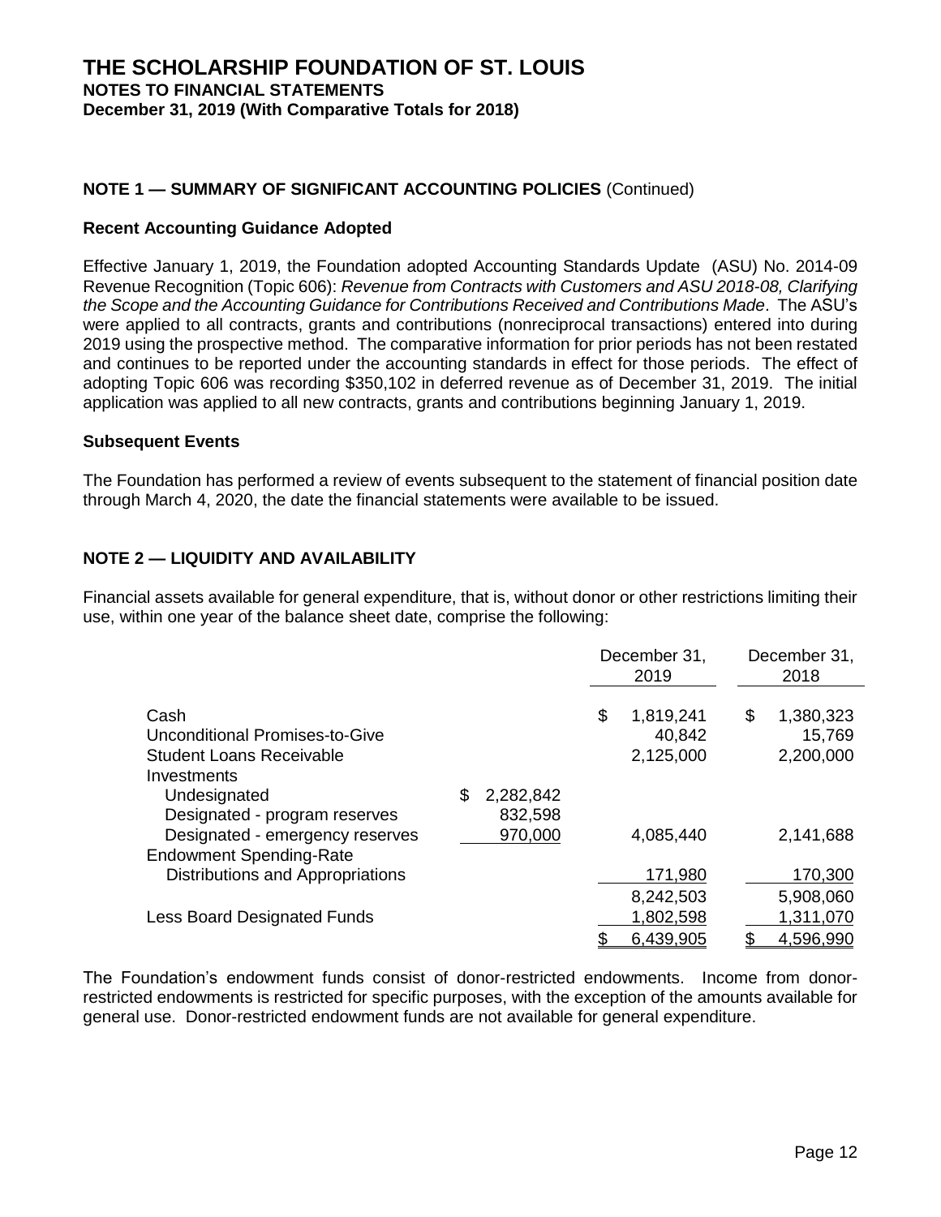# THE SCHOLARSHIP FOUNDATION OF ST. LOUIS
**NOTES TO FINANCIAL STATEMENTS**
**December 31, 2019 (With Comparative Totals for 2018)**

## NOTE 1 — SUMMARY OF SIGNIFICANT ACCOUNTING POLICIES (Continued)

### Recent Accounting Guidance Adopted

Effective January 1, 2019, the Foundation adopted Accounting Standards Update (ASU) No. 2014-09 Revenue Recognition (Topic 606): *Revenue from Contracts with Customers and ASU 2018-08, Clarifying the Scope and the Accounting Guidance for Contributions Received and Contributions Made*. The ASU's were applied to all contracts, grants and contributions (nonreciprocal transactions) entered into during 2019 using the prospective method. The comparative information for prior periods has not been restated and continues to be reported under the accounting standards in effect for those periods. The effect of adopting Topic 606 was recording $350,102 in deferred revenue as of December 31, 2019. The initial application was applied to all new contracts, grants and contributions beginning January 1, 2019.

### Subsequent Events

The Foundation has performed a review of events subsequent to the statement of financial position date through March 4, 2020, the date the financial statements were available to be issued.

## NOTE 2 — LIQUIDITY AND AVAILABILITY

Financial assets available for general expenditure, that is, without donor or other restrictions limiting their use, within one year of the balance sheet date, comprise the following:

| | | December 31, 2019 | December 31, 2018 |
|---|---|---|---|
| Cash | | $ 1,819,241 | $ 1,380,323 |
| Unconditional Promises-to-Give | | 40,842 | 15,769 |
| Student Loans Receivable | | 2,125,000 | 2,200,000 |
| Investments | | | |
| Undesignated | $ 2,282,842 | | |
| Designated - program reserves | 832,598 | | |
| Designated - emergency reserves | 970,000 | 4,085,440 | 2,141,688 |
| Endowment Spending-Rate Distributions and Appropriations | | 171,980 | 170,300 |
| | | 8,242,503 | 5,908,060 |
| Less Board Designated Funds | | 1,802,598 | 1,311,070 |
| | | $ 6,439,905 | $ 4,596,990 |

The Foundation's endowment funds consist of donor-restricted endowments. Income from donor-restricted endowments is restricted for specific purposes, with the exception of the amounts available for general use. Donor-restricted endowment funds are not available for general expenditure.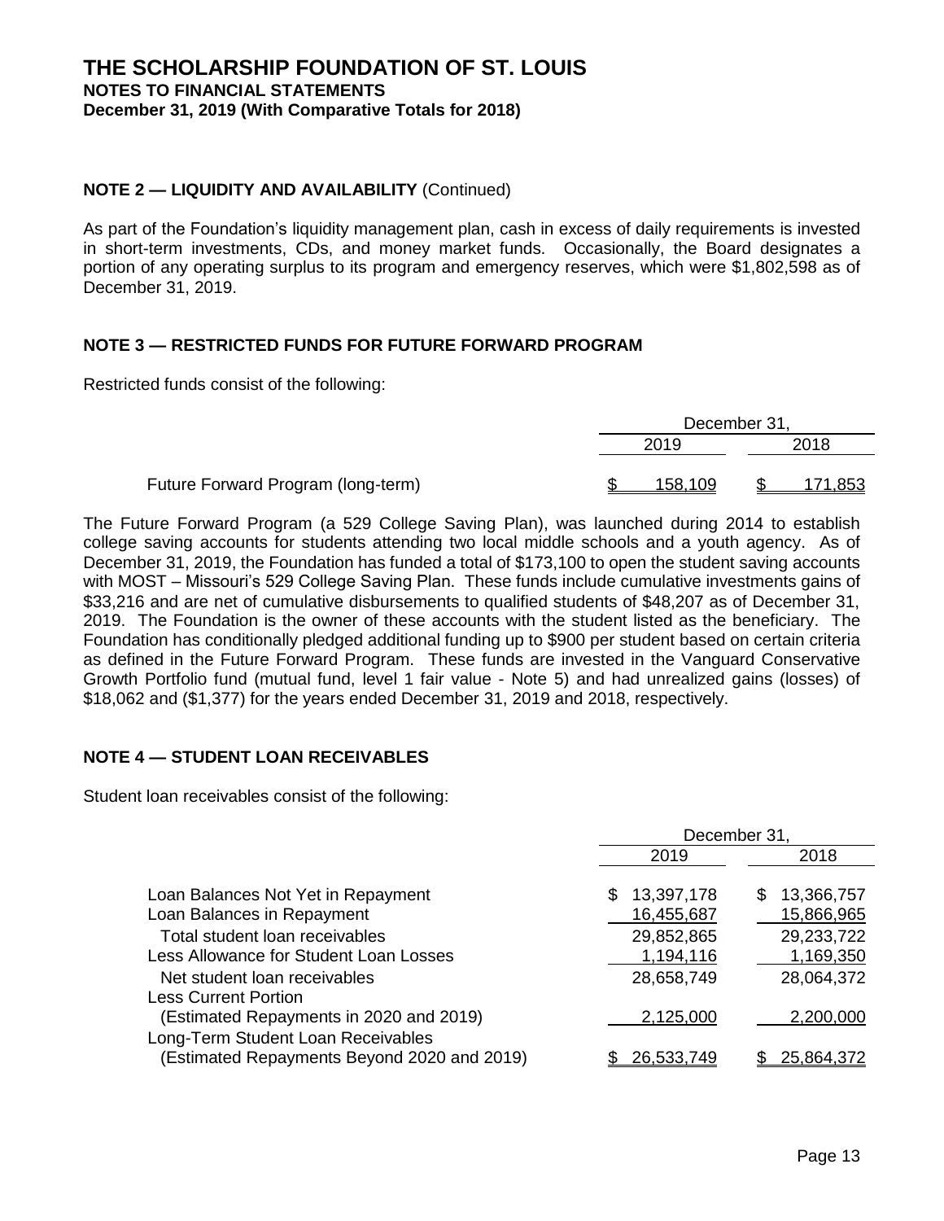## NOTE 2 — LIQUIDITY AND AVAILABILITY (Continued)

As part of the Foundation's liquidity management plan, cash in excess of daily requirements is invested in short-term investments, CDs, and money market funds. Occasionally, the Board designates a portion of any operating surplus to its program and emergency reserves, which were $1,802,598 as of December 31, 2019.

## NOTE 3 — RESTRICTED FUNDS FOR FUTURE FORWARD PROGRAM

Restricted funds consist of the following:

| | December 31, | |
|---|---|---|
| | 2019 | 2018 |
| Future Forward Program (long-term) | $ 158,109 | $ 171,853 |

The Future Forward Program (a 529 College Saving Plan), was launched during 2014 to establish college saving accounts for students attending two local middle schools and a youth agency. As of December 31, 2019, the Foundation has funded a total of $173,100 to open the student saving accounts with MOST – Missouri's 529 College Saving Plan. These funds include cumulative investments gains of $33,216 and are net of cumulative disbursements to qualified students of $48,207 as of December 31, 2019. The Foundation is the owner of these accounts with the student listed as the beneficiary. The Foundation has conditionally pledged additional funding up to $900 per student based on certain criteria as defined in the Future Forward Program. These funds are invested in the Vanguard Conservative Growth Portfolio fund (mutual fund, level 1 fair value - Note 5) and had unrealized gains (losses) of $18,062 and ($1,377) for the years ended December 31, 2019 and 2018, respectively.

## NOTE 4 — STUDENT LOAN RECEIVABLES

Student loan receivables consist of the following:

| | December 31, | |
|---|---|---|
| | 2019 | 2018 |
| Loan Balances Not Yet in Repayment | $ 13,397,178 | $ 13,366,757 |
| Loan Balances in Repayment | 16,455,687 | 15,866,965 |
| Total student loan receivables | 29,852,865 | 29,233,722 |
| Less Allowance for Student Loan Losses | 1,194,116 | 1,169,350 |
| Net student loan receivables | 28,658,749 | 28,064,372 |
| Less Current Portion (Estimated Repayments in 2020 and 2019) | 2,125,000 | 2,200,000 |
| Long-Term Student Loan Receivables (Estimated Repayments Beyond 2020 and 2019) | $ 26,533,749 | $ 25,864,372 |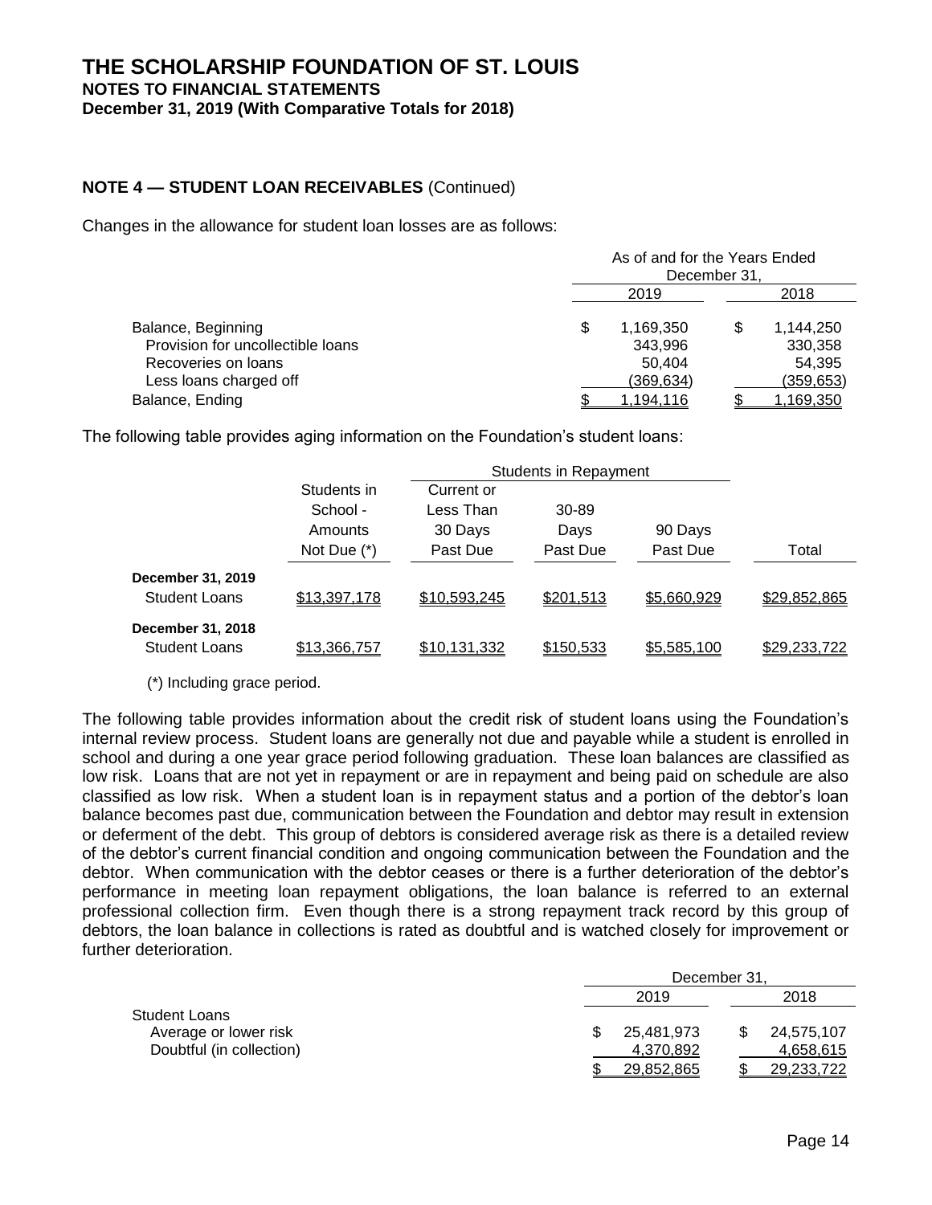# THE SCHOLARSHIP FOUNDATION OF ST. LOUIS
## NOTES TO FINANCIAL STATEMENTS
### December 31, 2019 (With Comparative Totals for 2018)

**NOTE 4 — STUDENT LOAN RECEIVABLES** (Continued)

Changes in the allowance for student loan losses are as follows:

| | As of and for the Years Ended December 31, | |
|---|---|---|
| | 2019 | 2018 |
| Balance, Beginning | $ 1,169,350 | $ 1,144,250 |
| Provision for uncollectible loans | 343,996 | 330,358 |
| Recoveries on loans | 50,404 | 54,395 |
| Less loans charged off | (369,634) | (359,653) |
| Balance, Ending | $ 1,194,116 | $ 1,169,350 |

The following table provides aging information on the Foundation's student loans:

| | Students in School - Amounts Not Due (*) | Students in Repayment | | | Total |
|---|---|---|---|---|---|
| | | Current or Less Than 30 Days Past Due | 30-89 Days Past Due | 90 Days Past Due | |
| **December 31, 2019** | | | | | |
| Student Loans | $13,397,178 | $10,593,245 | $201,513 | $5,660,929 | $29,852,865 |
| **December 31, 2018** | | | | | |
| Student Loans | $13,366,757 | $10,131,332 | $150,533 | $5,585,100 | $29,233,722 |

(*) Including grace period.

The following table provides information about the credit risk of student loans using the Foundation's internal review process. Student loans are generally not due and payable while a student is enrolled in school and during a one year grace period following graduation. These loan balances are classified as low risk. Loans that are not yet in repayment or are in repayment and being paid on schedule are also classified as low risk. When a student loan is in repayment status and a portion of the debtor's loan balance becomes past due, communication between the Foundation and debtor may result in extension or deferment of the debt. This group of debtors is considered average risk as there is a detailed review of the debtor's current financial condition and ongoing communication between the Foundation and the debtor. When communication with the debtor ceases or there is a further deterioration of the debtor's performance in meeting loan repayment obligations, the loan balance is referred to an external professional collection firm. Even though there is a strong repayment track record by this group of debtors, the loan balance in collections is rated as doubtful and is watched closely for improvement or further deterioration.

| | December 31, | |
|---|---|---|
| | 2019 | 2018 |
| Student Loans | | |
| Average or lower risk | $ 25,481,973 | $ 24,575,107 |
| Doubtful (in collection) | 4,370,892 | 4,658,615 |
| | $ 29,852,865 | $ 29,233,722 |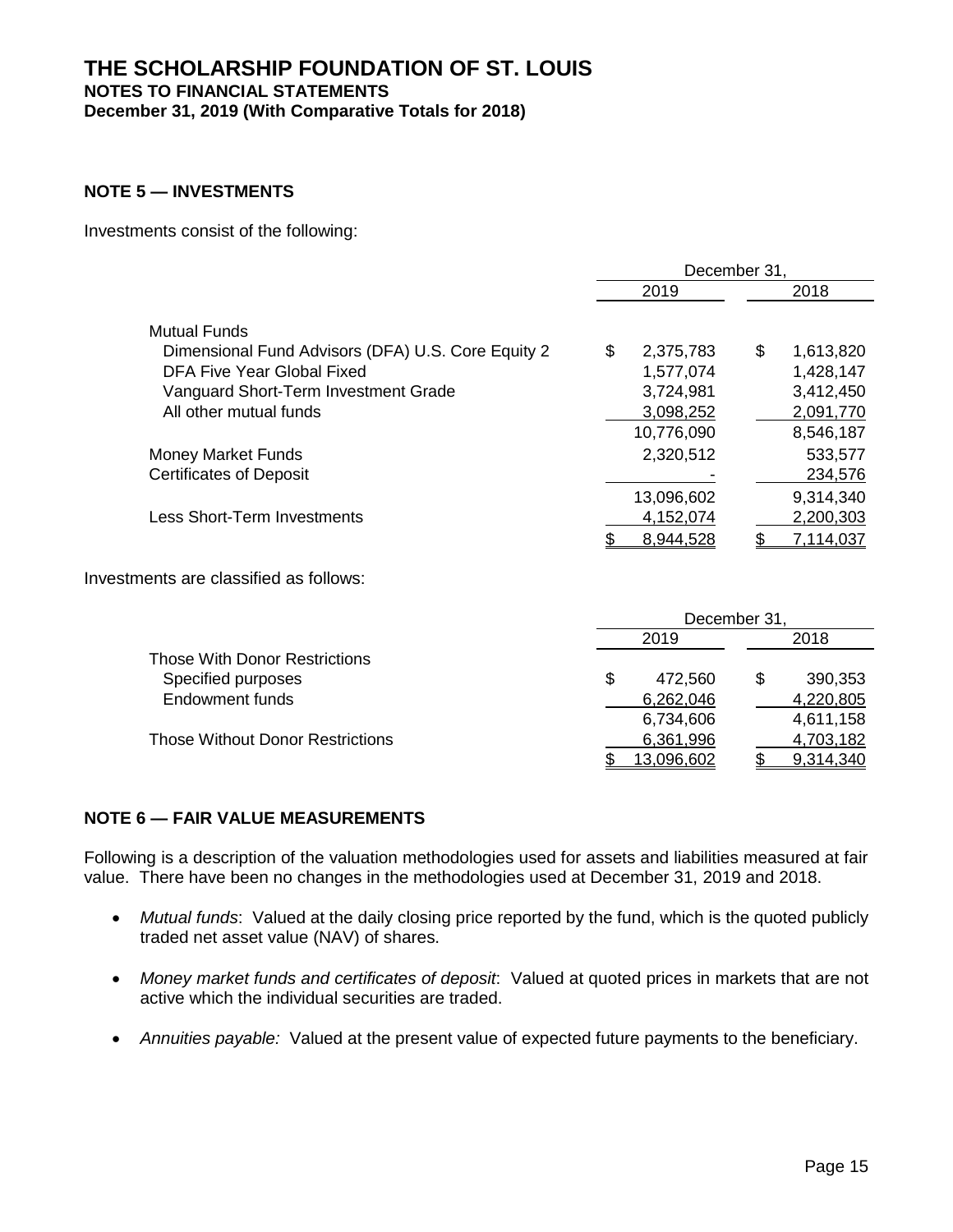# THE SCHOLARSHIP FOUNDATION OF ST. LOUIS

**NOTES TO FINANCIAL STATEMENTS**

**December 31, 2019 (With Comparative Totals for 2018)**

## NOTE 5 — INVESTMENTS

Investments consist of the following:

| | December 31, 2019 | December 31, 2018 |
|---|---|---|
| Mutual Funds | | |
| Dimensional Fund Advisors (DFA) U.S. Core Equity 2 | $ 2,375,783 | $ 1,613,820 |
| DFA Five Year Global Fixed | 1,577,074 | 1,428,147 |
| Vanguard Short-Term Investment Grade | 3,724,981 | 3,412,450 |
| All other mutual funds | 3,098,252 | 2,091,770 |
| | 10,776,090 | 8,546,187 |
| Money Market Funds | 2,320,512 | 533,577 |
| Certificates of Deposit | - | 234,576 |
| | 13,096,602 | 9,314,340 |
| Less Short-Term Investments | 4,152,074 | 2,200,303 |
| | $ 8,944,528 | $ 7,114,037 |

Investments are classified as follows:

| | December 31, 2019 | December 31, 2018 |
|---|---|---|
| Those With Donor Restrictions | | |
| Specified purposes | $ 472,560 | $ 390,353 |
| Endowment funds | 6,262,046 | 4,220,805 |
| | 6,734,606 | 4,611,158 |
| Those Without Donor Restrictions | 6,361,996 | 4,703,182 |
| | $ 13,096,602 | $ 9,314,340 |

## NOTE 6 — FAIR VALUE MEASUREMENTS

Following is a description of the valuation methodologies used for assets and liabilities measured at fair value. There have been no changes in the methodologies used at December 31, 2019 and 2018.

- *Mutual funds*: Valued at the daily closing price reported by the fund, which is the quoted publicly traded net asset value (NAV) of shares.
- *Money market funds and certificates of deposit*: Valued at quoted prices in markets that are not active which the individual securities are traded.
- *Annuities payable:* Valued at the present value of expected future payments to the beneficiary.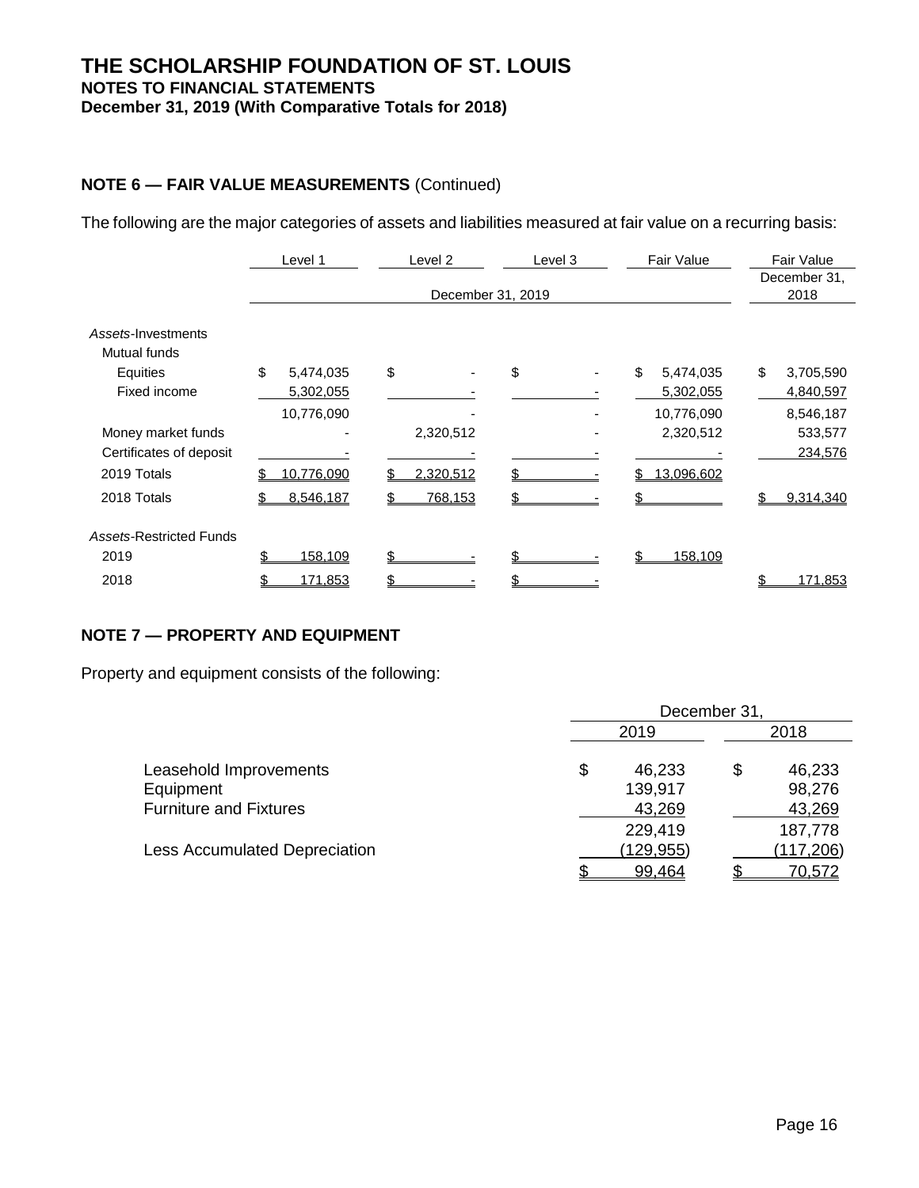# THE SCHOLARSHIP FOUNDATION OF ST. LOUIS
## NOTES TO FINANCIAL STATEMENTS
## December 31, 2019 (With Comparative Totals for 2018)

### NOTE 6 — FAIR VALUE MEASUREMENTS (Continued)

The following are the major categories of assets and liabilities measured at fair value on a recurring basis:

| | Level 1 | Level 2 | Level 3 | Fair Value | Fair Value |
|---|---|---|---|---|---|
| | December 31, 2019 | | | | December 31, 2018 |
| *Assets*-Investments | | | | | |
| Mutual funds | | | | | |
| Equities | $ 5,474,035 | $ - | $ - | $ 5,474,035 | $ 3,705,590 |
| Fixed income | 5,302,055 | - | - | 5,302,055 | 4,840,597 |
| | 10,776,090 | - | - | 10,776,090 | 8,546,187 |
| Money market funds | - | 2,320,512 | - | 2,320,512 | 533,577 |
| Certificates of deposit | - | - | - | - | 234,576 |
| 2019 Totals | $ 10,776,090 | $ 2,320,512 | $ - | $ 13,096,602 | |
| 2018 Totals | $ 8,546,187 | $ 768,153 | $ - | $ | $ 9,314,340 |
| *Assets*-Restricted Funds | | | | | |
| 2019 | $ 158,109 | $ - | $ - | $ 158,109 | |
| 2018 | $ 171,853 | $ - | $ - | | $ 171,853 |

### NOTE 7 — PROPERTY AND EQUIPMENT

Property and equipment consists of the following:

| | December 31, 2019 | December 31, 2018 |
|---|---|---|
| Leasehold Improvements | $ 46,233 | $ 46,233 |
| Equipment | 139,917 | 98,276 |
| Furniture and Fixtures | 43,269 | 43,269 |
| | 229,419 | 187,778 |
| Less Accumulated Depreciation | (129,955) | (117,206) |
| | $ 99,464 | $ 70,572 |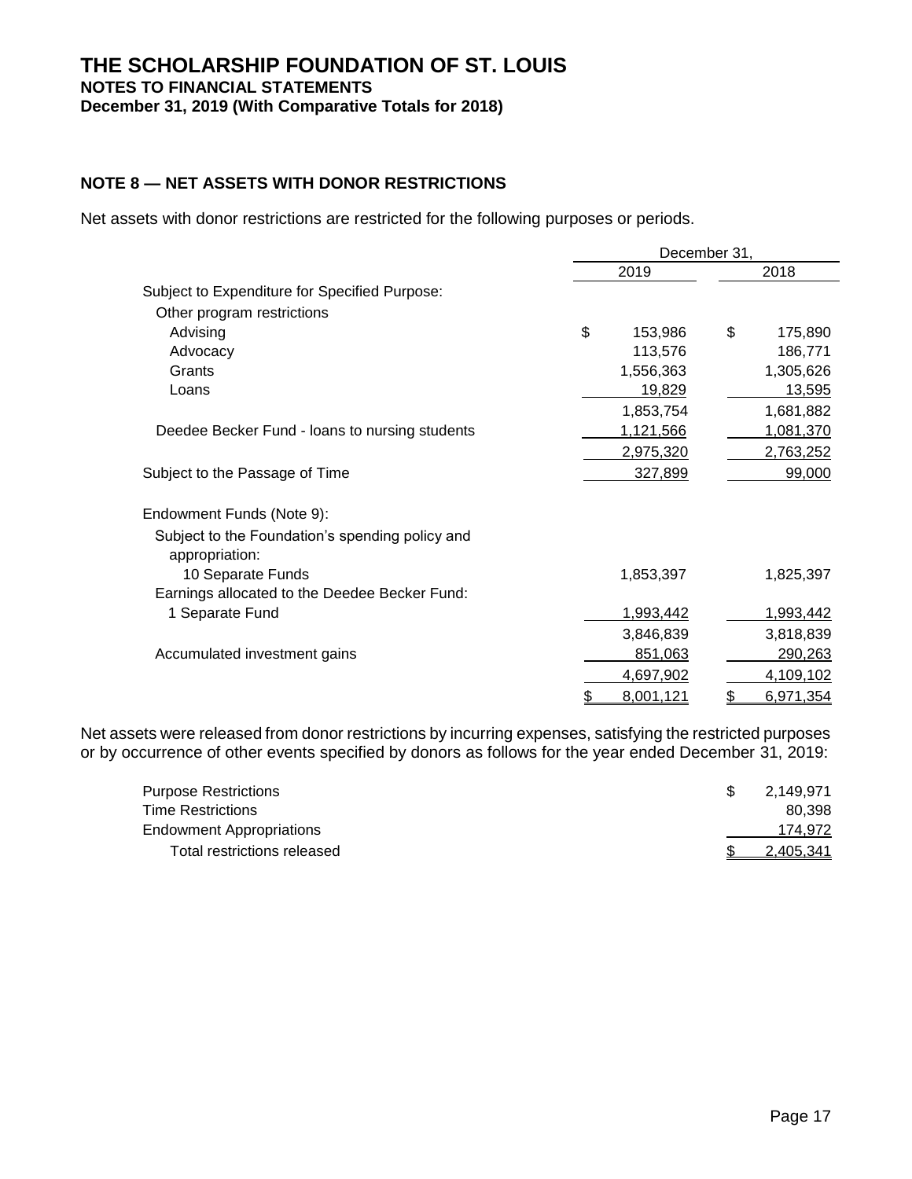# THE SCHOLARSHIP FOUNDATION OF ST. LOUIS
**NOTES TO FINANCIAL STATEMENTS**
**December 31, 2019 (With Comparative Totals for 2018)**

## NOTE 8 — NET ASSETS WITH DONOR RESTRICTIONS

Net assets with donor restrictions are restricted for the following purposes or periods.

| | December 31, | |
|---|---|---|
| | 2019 | 2018 |
| Subject to Expenditure for Specified Purpose: | | |
| Other program restrictions | | |
| Advising | $ 153,986 | $ 175,890 |
| Advocacy | 113,576 | 186,771 |
| Grants | 1,556,363 | 1,305,626 |
| Loans | 19,829 | 13,595 |
| | 1,853,754 | 1,681,882 |
| Deedee Becker Fund - loans to nursing students | 1,121,566 | 1,081,370 |
| | 2,975,320 | 2,763,252 |
| Subject to the Passage of Time | 327,899 | 99,000 |
| Endowment Funds (Note 9): | | |
| Subject to the Foundation's spending policy and appropriation: | | |
| 10 Separate Funds | 1,853,397 | 1,825,397 |
| Earnings allocated to the Deedee Becker Fund: | | |
| 1 Separate Fund | 1,993,442 | 1,993,442 |
| | 3,846,839 | 3,818,839 |
| Accumulated investment gains | 851,063 | 290,263 |
| | 4,697,902 | 4,109,102 |
| | $ 8,001,121 | $ 6,971,354 |

Net assets were released from donor restrictions by incurring expenses, satisfying the restricted purposes or by occurrence of other events specified by donors as follows for the year ended December 31, 2019:

| | |
|---|---|
| Purpose Restrictions | $ 2,149,971 |
| Time Restrictions | 80,398 |
| Endowment Appropriations | 174,972 |
| Total restrictions released | $ 2,405,341 |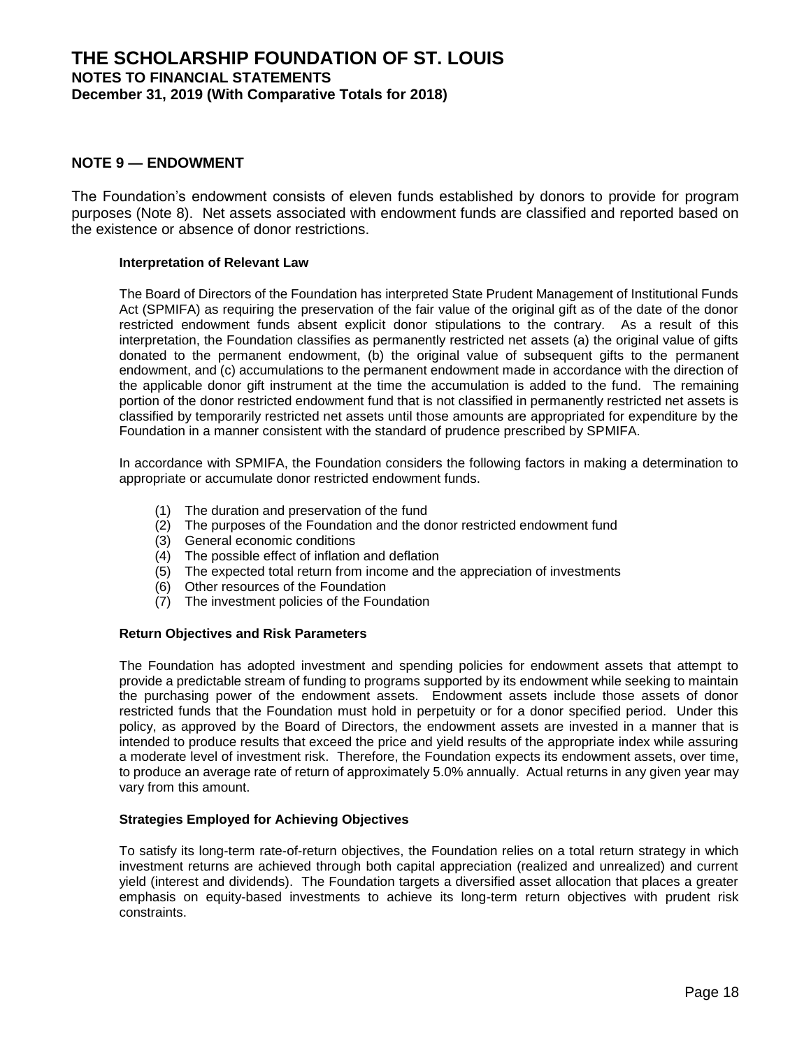## NOTE 9 — ENDOWMENT

The Foundation's endowment consists of eleven funds established by donors to provide for program purposes (Note 8). Net assets associated with endowment funds are classified and reported based on the existence or absence of donor restrictions.

### Interpretation of Relevant Law

The Board of Directors of the Foundation has interpreted State Prudent Management of Institutional Funds Act (SPMIFA) as requiring the preservation of the fair value of the original gift as of the date of the donor restricted endowment funds absent explicit donor stipulations to the contrary. As a result of this interpretation, the Foundation classifies as permanently restricted net assets (a) the original value of gifts donated to the permanent endowment, (b) the original value of subsequent gifts to the permanent endowment, and (c) accumulations to the permanent endowment made in accordance with the direction of the applicable donor gift instrument at the time the accumulation is added to the fund. The remaining portion of the donor restricted endowment fund that is not classified in permanently restricted net assets is classified by temporarily restricted net assets until those amounts are appropriated for expenditure by the Foundation in a manner consistent with the standard of prudence prescribed by SPMIFA.

In accordance with SPMIFA, the Foundation considers the following factors in making a determination to appropriate or accumulate donor restricted endowment funds.

(1) The duration and preservation of the fund
(2) The purposes of the Foundation and the donor restricted endowment fund
(3) General economic conditions
(4) The possible effect of inflation and deflation
(5) The expected total return from income and the appreciation of investments
(6) Other resources of the Foundation
(7) The investment policies of the Foundation

### Return Objectives and Risk Parameters

The Foundation has adopted investment and spending policies for endowment assets that attempt to provide a predictable stream of funding to programs supported by its endowment while seeking to maintain the purchasing power of the endowment assets. Endowment assets include those assets of donor restricted funds that the Foundation must hold in perpetuity or for a donor specified period. Under this policy, as approved by the Board of Directors, the endowment assets are invested in a manner that is intended to produce results that exceed the price and yield results of the appropriate index while assuring a moderate level of investment risk. Therefore, the Foundation expects its endowment assets, over time, to produce an average rate of return of approximately 5.0% annually. Actual returns in any given year may vary from this amount.

### Strategies Employed for Achieving Objectives

To satisfy its long-term rate-of-return objectives, the Foundation relies on a total return strategy in which investment returns are achieved through both capital appreciation (realized and unrealized) and current yield (interest and dividends). The Foundation targets a diversified asset allocation that places a greater emphasis on equity-based investments to achieve its long-term return objectives with prudent risk constraints.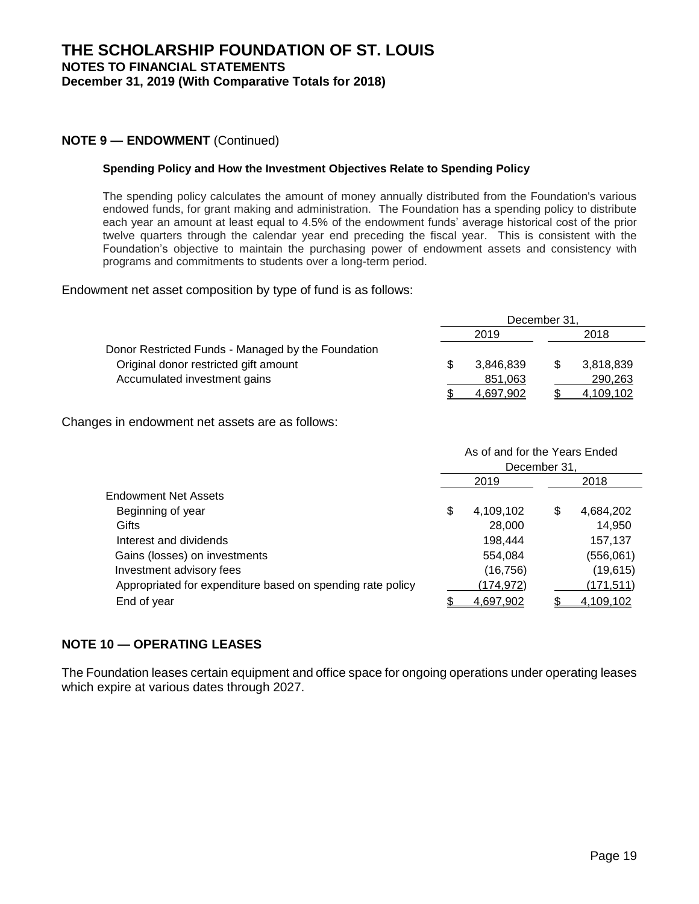## NOTE 9 — ENDOWMENT (Continued)

**Spending Policy and How the Investment Objectives Relate to Spending Policy**

The spending policy calculates the amount of money annually distributed from the Foundation's various endowed funds, for grant making and administration. The Foundation has a spending policy to distribute each year an amount at least equal to 4.5% of the endowment funds' average historical cost of the prior twelve quarters through the calendar year end preceding the fiscal year. This is consistent with the Foundation's objective to maintain the purchasing power of endowment assets and consistency with programs and commitments to students over a long-term period.

Endowment net asset composition by type of fund is as follows:

| | December 31, | |
|---|---|---|
| | 2019 | 2018 |
| Donor Restricted Funds - Managed by the Foundation | | |
| Original donor restricted gift amount | $ 3,846,839 | $ 3,818,839 |
| Accumulated investment gains | 851,063 | 290,263 |
| | $ 4,697,902 | $ 4,109,102 |

Changes in endowment net assets are as follows:

| | As of and for the Years Ended December 31, | |
|---|---|---|
| | 2019 | 2018 |
| Endowment Net Assets | | |
| Beginning of year | $ 4,109,102 | $ 4,684,202 |
| Gifts | 28,000 | 14,950 |
| Interest and dividends | 198,444 | 157,137 |
| Gains (losses) on investments | 554,084 | (556,061) |
| Investment advisory fees | (16,756) | (19,615) |
| Appropriated for expenditure based on spending rate policy | (174,972) | (171,511) |
| End of year | $ 4,697,902 | $ 4,109,102 |

## NOTE 10 — OPERATING LEASES

The Foundation leases certain equipment and office space for ongoing operations under operating leases which expire at various dates through 2027.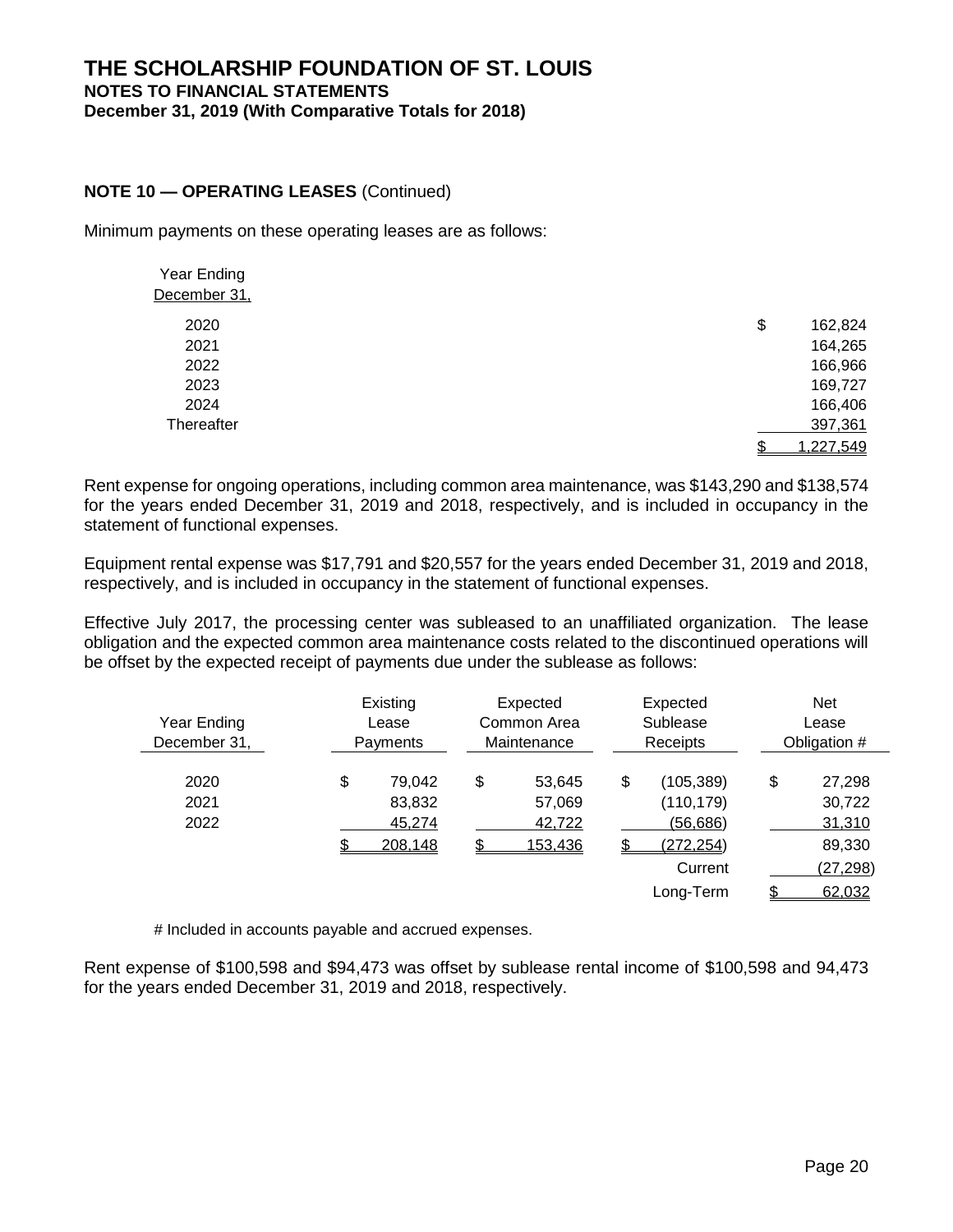# THE SCHOLARSHIP FOUNDATION OF ST. LOUIS
## NOTES TO FINANCIAL STATEMENTS
### December 31, 2019 (With Comparative Totals for 2018)

**NOTE 10 — OPERATING LEASES** (Continued)

Minimum payments on these operating leases are as follows:

| Year Ending December 31, | |
|---|---|
| 2020 | $ 162,824 |
| 2021 | 164,265 |
| 2022 | 166,966 |
| 2023 | 169,727 |
| 2024 | 166,406 |
| Thereafter | 397,361 |
| | $ 1,227,549 |

Rent expense for ongoing operations, including common area maintenance, was $143,290 and $138,574 for the years ended December 31, 2019 and 2018, respectively, and is included in occupancy in the statement of functional expenses.

Equipment rental expense was $17,791 and $20,557 for the years ended December 31, 2019 and 2018, respectively, and is included in occupancy in the statement of functional expenses.

Effective July 2017, the processing center was subleased to an unaffiliated organization. The lease obligation and the expected common area maintenance costs related to the discontinued operations will be offset by the expected receipt of payments due under the sublease as follows:

| Year Ending December 31, | Existing Lease Payments | Expected Common Area Maintenance | Expected Sublease Receipts | Net Lease Obligation # |
|---|---|---|---|---|
| 2020 | $ 79,042 | $ 53,645 | $ (105,389) | $ 27,298 |
| 2021 | 83,832 | 57,069 | (110,179) | 30,722 |
| 2022 | 45,274 | 42,722 | (56,686) | 31,310 |
| | $ 208,148 | $ 153,436 | $ (272,254) | 89,330 |
| | | | Current | (27,298) |
| | | | Long-Term | $ 62,032 |

# Included in accounts payable and accrued expenses.

Rent expense of $100,598 and $94,473 was offset by sublease rental income of $100,598 and 94,473 for the years ended December 31, 2019 and 2018, respectively.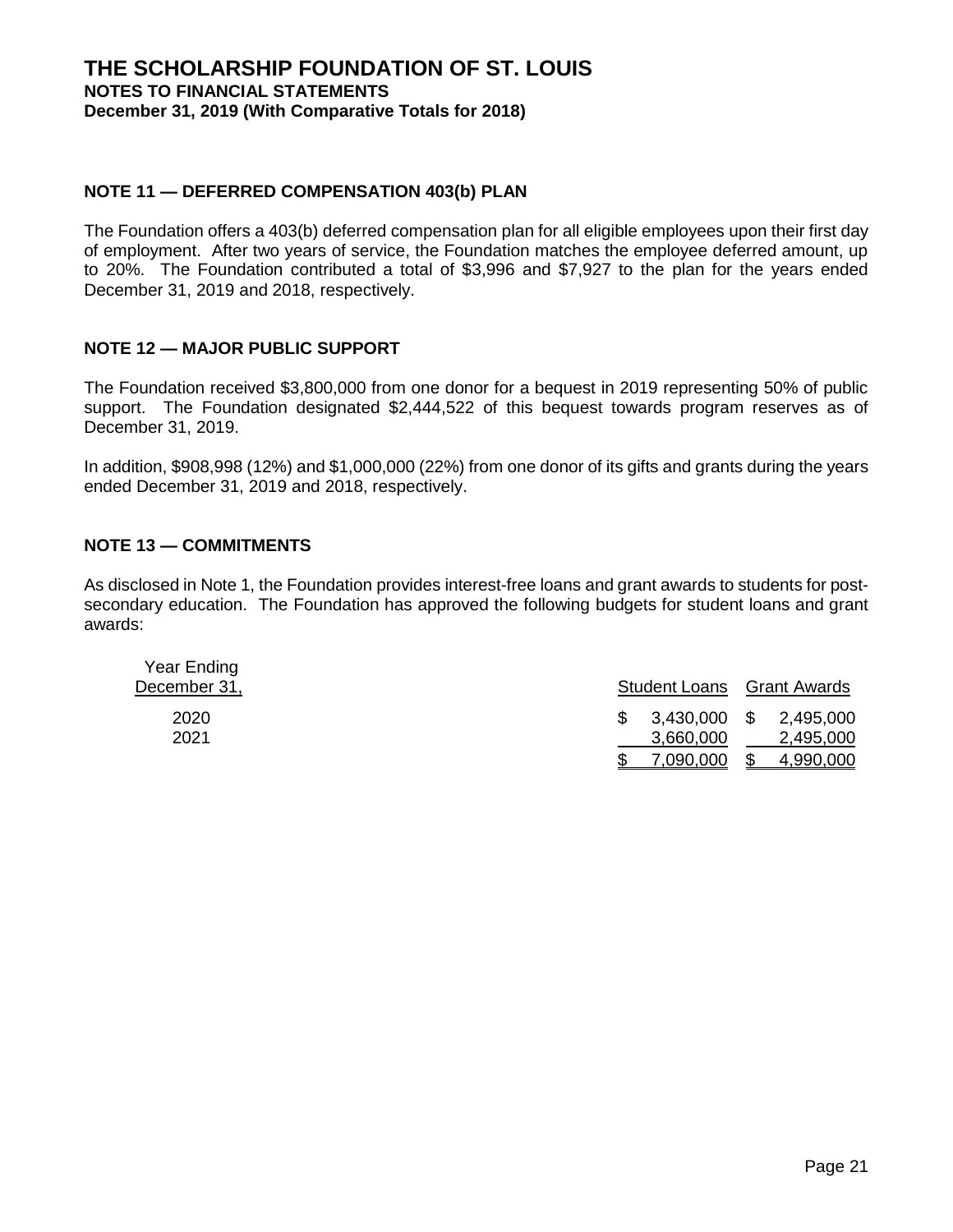# THE SCHOLARSHIP FOUNDATION OF ST. LOUIS
## NOTES TO FINANCIAL STATEMENTS
## December 31, 2019 (With Comparative Totals for 2018)

### NOTE 11 — DEFERRED COMPENSATION 403(b) PLAN

The Foundation offers a 403(b) deferred compensation plan for all eligible employees upon their first day of employment. After two years of service, the Foundation matches the employee deferred amount, up to 20%. The Foundation contributed a total of $3,996 and $7,927 to the plan for the years ended December 31, 2019 and 2018, respectively.

### NOTE 12 — MAJOR PUBLIC SUPPORT

The Foundation received $3,800,000 from one donor for a bequest in 2019 representing 50% of public support. The Foundation designated $2,444,522 of this bequest towards program reserves as of December 31, 2019.

In addition, $908,998 (12%) and $1,000,000 (22%) from one donor of its gifts and grants during the years ended December 31, 2019 and 2018, respectively.

### NOTE 13 — COMMITMENTS

As disclosed in Note 1, the Foundation provides interest-free loans and grant awards to students for post-secondary education. The Foundation has approved the following budgets for student loans and grant awards:

| Year Ending December 31, | Student Loans | Grant Awards |
|---|---|---|
| 2020 | $ 3,430,000 | $ 2,495,000 |
| 2021 | 3,660,000 | 2,495,000 |
| | $ 7,090,000 | $ 4,990,000 |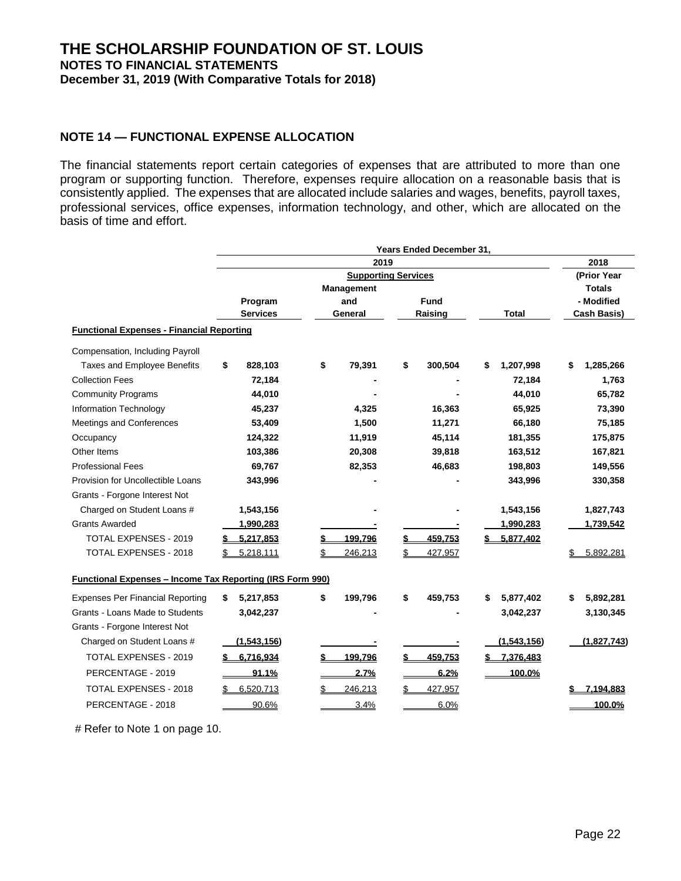# THE SCHOLARSHIP FOUNDATION OF ST. LOUIS
## NOTES TO FINANCIAL STATEMENTS
### December 31, 2019 (With Comparative Totals for 2018)

### NOTE 14 — FUNCTIONAL EXPENSE ALLOCATION

The financial statements report certain categories of expenses that are attributed to more than one program or supporting function. Therefore, expenses require allocation on a reasonable basis that is consistently applied. The expenses that are allocated include salaries and wages, benefits, payroll taxes, professional services, office expenses, information technology, and other, which are allocated on the basis of time and effort.

| | Years Ended December 31, | | | | |
|---|---|---|---|---|---|
| | 2019 | | | | 2018 |
| | | Supporting Services | | | (Prior Year Totals - Modified Cash Basis) |
| | Program Services | Management and General | Fund Raising | Total | |
| **Functional Expenses - Financial Reporting** | | | | | |
| Compensation, Including Payroll Taxes and Employee Benefits | $ 828,103 | $ 79,391 | $ 300,504 | $ 1,207,998 | $ 1,285,266 |
| Collection Fees | 72,184 | - | - | 72,184 | 1,763 |
| Community Programs | 44,010 | - | - | 44,010 | 65,782 |
| Information Technology | 45,237 | 4,325 | 16,363 | 65,925 | 73,390 |
| Meetings and Conferences | 53,409 | 1,500 | 11,271 | 66,180 | 75,185 |
| Occupancy | 124,322 | 11,919 | 45,114 | 181,355 | 175,875 |
| Other Items | 103,386 | 20,308 | 39,818 | 163,512 | 167,821 |
| Professional Fees | 69,767 | 82,353 | 46,683 | 198,803 | 149,556 |
| Provision for Uncollectible Loans | 343,996 | - | - | 343,996 | 330,358 |
| Grants - Forgone Interest Not Charged on Student Loans # | 1,543,156 | - | - | 1,543,156 | 1,827,743 |
| Grants Awarded | 1,990,283 | - | - | 1,990,283 | 1,739,542 |
| TOTAL EXPENSES - 2019 | $ 5,217,853 | $ 199,796 | $ 459,753 | $ 5,877,402 | |
| TOTAL EXPENSES - 2018 | $ 5,218,111 | $ 246,213 | $ 427,957 | | $ 5,892,281 |
| **Functional Expenses – Income Tax Reporting (IRS Form 990)** | | | | | |
| Expenses Per Financial Reporting | $ 5,217,853 | $ 199,796 | $ 459,753 | $ 5,877,402 | $ 5,892,281 |
| Grants - Loans Made to Students | 3,042,237 | - | - | 3,042,237 | 3,130,345 |
| Grants - Forgone Interest Not Charged on Student Loans # | (1,543,156) | - | - | (1,543,156) | (1,827,743) |
| TOTAL EXPENSES - 2019 | $ 6,716,934 | $ 199,796 | $ 459,753 | $ 7,376,483 | |
| PERCENTAGE - 2019 | 91.1% | 2.7% | 6.2% | 100.0% | |
| TOTAL EXPENSES - 2018 | $ 6,520,713 | $ 246,213 | $ 427,957 | | $ 7,194,883 |
| PERCENTAGE - 2018 | 90.6% | 3.4% | 6.0% | | 100.0% |

# Refer to Note 1 on page 10.